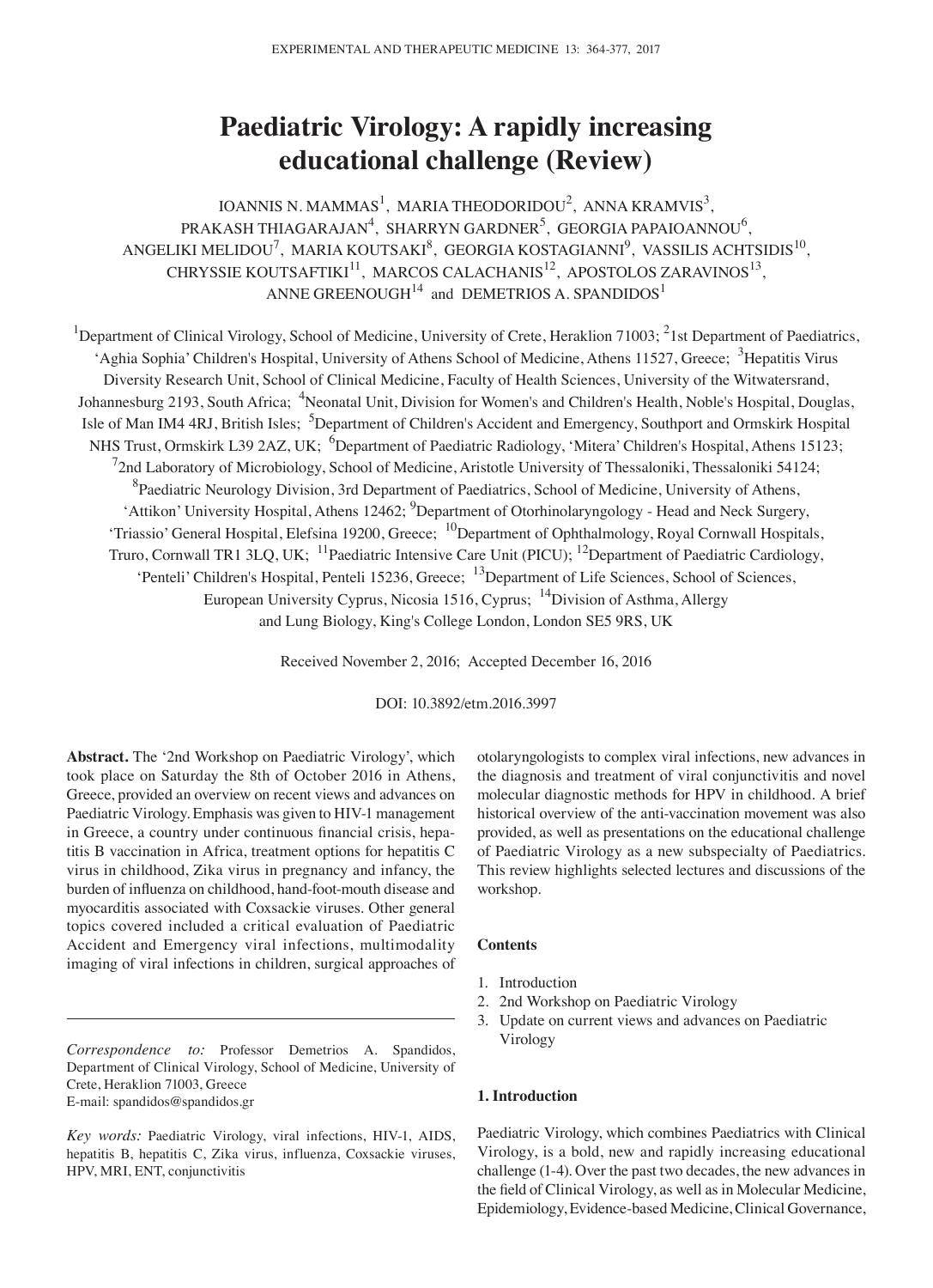# Paediatric Virology: A rapidly increasing educational challenge (Review)

IOANNIS N. MAMMAS[1], MARIA THEODORIDOU[2], ANNA KRAMVIS[3], PRAKASH THIAGARAJAN[4], SHARRYN GARDNER[5], GEORGIA PAPAIOANNOU[6], ANGELIKI MELIDOU[7], MARIA KOUTSAKI[8], GEORGIA KOSTAGIANNI[9], VASSILIS ACHTSIDIS[10], CHRYSSIE KOUTSAFTIKI[11], MARCOS CALACHANIS[12], APOSTOLOS ZARAVINOS[13], ANNE GREENOUGH[14] and DEMETRIOS A. SPANDIDOS[1]

[1]Department of Clinical Virology, School of Medicine, University of Crete, Heraklion 71003; [2]1st Department of Paediatrics, 'Aghia Sophia' Children's Hospital, University of Athens School of Medicine, Athens 11527, Greece; [3]Hepatitis Virus Diversity Research Unit, School of Clinical Medicine, Faculty of Health Sciences, University of the Witwatersrand, Johannesburg 2193, South Africa; [4]Neonatal Unit, Division for Women's and Children's Health, Noble's Hospital, Douglas, Isle of Man IM4 4RJ, British Isles; [5]Department of Children's Accident and Emergency, Southport and Ormskirk Hospital NHS Trust, Ormskirk L39 2AZ, UK; [6]Department of Paediatric Radiology, 'Mitera' Children's Hospital, Athens 15123; [7]2nd Laboratory of Microbiology, School of Medicine, Aristotle University of Thessaloniki, Thessaloniki 54124; [8]Paediatric Neurology Division, 3rd Department of Paediatrics, School of Medicine, University of Athens, 'Attikon' University Hospital, Athens 12462; [9]Department of Otorhinolaryngology - Head and Neck Surgery, 'Triassio' General Hospital, Elefsina 19200, Greece; [10]Department of Ophthalmology, Royal Cornwall Hospitals, Truro, Cornwall TR1 3LQ, UK; [11]Paediatric Intensive Care Unit (PICU); [12]Department of Paediatric Cardiology, 'Penteli' Children's Hospital, Penteli 15236, Greece; [13]Department of Life Sciences, School of Sciences, European University Cyprus, Nicosia 1516, Cyprus; [14]Division of Asthma, Allergy and Lung Biology, King's College London, London SE5 9RS, UK

Received November 2, 2016; Accepted December 16, 2016

DOI: 10.3892/etm.2016.3997

**Abstract.** The '2nd Workshop on Paediatric Virology', which took place on Saturday the 8th of October 2016 in Athens, Greece, provided an overview on recent views and advances on Paediatric Virology. Emphasis was given to HIV-1 management in Greece, a country under continuous financial crisis, hepatitis B vaccination in Africa, treatment options for hepatitis C virus in childhood, Zika virus in pregnancy and infancy, the burden of influenza on childhood, hand-foot-mouth disease and myocarditis associated with Coxsackie viruses. Other general topics covered included a critical evaluation of Paediatric Accident and Emergency viral infections, multimodality imaging of viral infections in children, surgical approaches of otolaryngologists to complex viral infections, new advances in the diagnosis and treatment of viral conjunctivitis and novel molecular diagnostic methods for HPV in childhood. A brief historical overview of the anti-vaccination movement was also provided, as well as presentations on the educational challenge of Paediatric Virology as a new subspecialty of Paediatrics. This review highlights selected lectures and discussions of the workshop.

*Correspondence to:* Professor Demetrios A. Spandidos, Department of Clinical Virology, School of Medicine, University of Crete, Heraklion 71003, Greece
E-mail: spandidos@spandidos.gr

*Key words:* Paediatric Virology, viral infections, HIV-1, AIDS, hepatitis B, hepatitis C, Zika virus, influenza, Coxsackie viruses, HPV, MRI, ENT, conjunctivitis

**Contents**

1. Introduction
2. 2nd Workshop on Paediatric Virology
3. Update on current views and advances on Paediatric Virology

## 1. Introduction

Paediatric Virology, which combines Paediatrics with Clinical Virology, is a bold, new and rapidly increasing educational challenge (1-4). Over the past two decades, the new advances in the field of Clinical Virology, as well as in Molecular Medicine, Epidemiology, Evidence-based Medicine, Clinical Governance,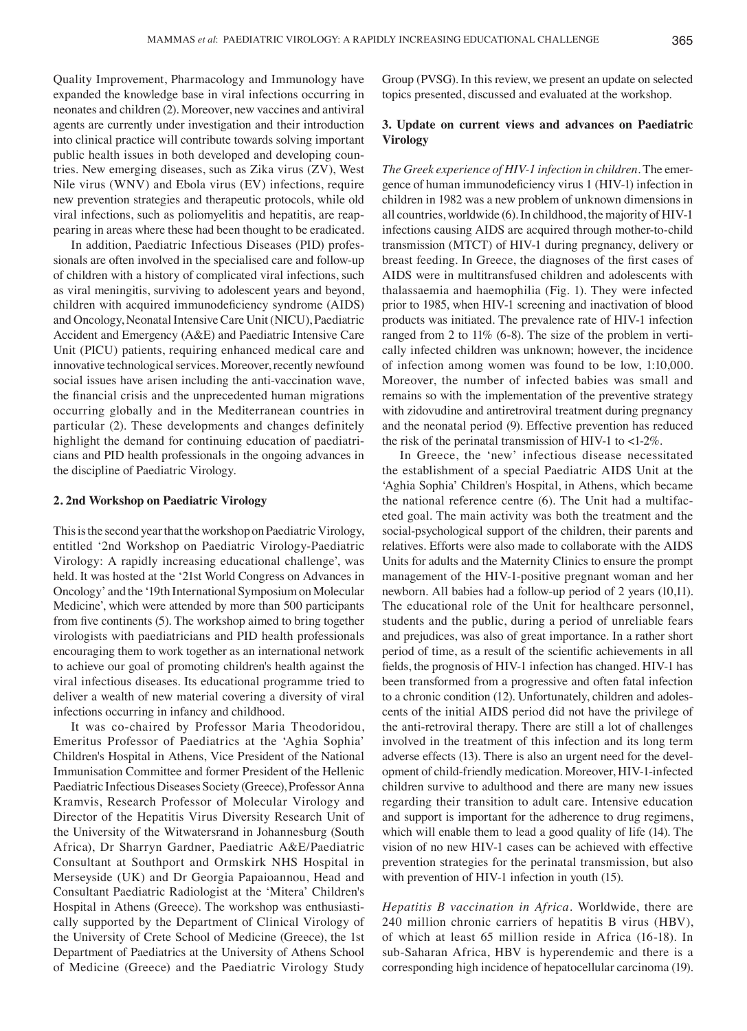Quality Improvement, Pharmacology and Immunology have expanded the knowledge base in viral infections occurring in neonates and children (2). Moreover, new vaccines and antiviral agents are currently under investigation and their introduction into clinical practice will contribute towards solving important public health issues in both developed and developing countries. New emerging diseases, such as Zika virus (ZV), West Nile virus (WNV) and Ebola virus (EV) infections, require new prevention strategies and therapeutic protocols, while old viral infections, such as poliomyelitis and hepatitis, are reappearing in areas where these had been thought to be eradicated.

In addition, Paediatric Infectious Diseases (PID) professionals are often involved in the specialised care and follow-up of children with a history of complicated viral infections, such as viral meningitis, surviving to adolescent years and beyond, children with acquired immunodeficiency syndrome (AIDS) and Oncology, Neonatal Intensive Care Unit (NICU), Paediatric Accident and Emergency (A&E) and Paediatric Intensive Care Unit (PICU) patients, requiring enhanced medical care and innovative technological services. Moreover, recently newfound social issues have arisen including the anti-vaccination wave, the financial crisis and the unprecedented human migrations occurring globally and in the Mediterranean countries in particular (2). These developments and changes definitely highlight the demand for continuing education of paediatricians and PID health professionals in the ongoing advances in the discipline of Paediatric Virology.

## 2. 2nd Workshop on Paediatric Virology

This is the second year that the workshop on Paediatric Virology, entitled '2nd Workshop on Paediatric Virology-Paediatric Virology: A rapidly increasing educational challenge', was held. It was hosted at the '21st World Congress on Advances in Oncology' and the '19th International Symposium on Molecular Medicine', which were attended by more than 500 participants from five continents (5). The workshop aimed to bring together virologists with paediatricians and PID health professionals encouraging them to work together as an international network to achieve our goal of promoting children's health against the viral infectious diseases. Its educational programme tried to deliver a wealth of new material covering a diversity of viral infections occurring in infancy and childhood.

It was co-chaired by Professor Maria Theodoridou, Emeritus Professor of Paediatrics at the 'Aghia Sophia' Children's Hospital in Athens, Vice President of the National Immunisation Committee and former President of the Hellenic Paediatric Infectious Diseases Society (Greece), Professor Anna Kramvis, Research Professor of Molecular Virology and Director of the Hepatitis Virus Diversity Research Unit of the University of the Witwatersrand in Johannesburg (South Africa), Dr Sharryn Gardner, Paediatric A&E/Paediatric Consultant at Southport and Ormskirk NHS Hospital in Merseyside (UK) and Dr Georgia Papaioannou, Head and Consultant Paediatric Radiologist at the 'Mitera' Children's Hospital in Athens (Greece). The workshop was enthusiastically supported by the Department of Clinical Virology of the University of Crete School of Medicine (Greece), the 1st Department of Paediatrics at the University of Athens School of Medicine (Greece) and the Paediatric Virology Study Group (PVSG). In this review, we present an update on selected topics presented, discussed and evaluated at the workshop.

## 3. Update on current views and advances on Paediatric Virology

*The Greek experience of HIV-1 infection in children*. The emergence of human immunodeficiency virus 1 (HIV-1) infection in children in 1982 was a new problem of unknown dimensions in all countries, worldwide (6). In childhood, the majority of HIV-1 infections causing AIDS are acquired through mother-to-child transmission (MTCT) of HIV-1 during pregnancy, delivery or breast feeding. In Greece, the diagnoses of the first cases of AIDS were in multitransfused children and adolescents with thalassaemia and haemophilia (Fig. 1). They were infected prior to 1985, when HIV-1 screening and inactivation of blood products was initiated. The prevalence rate of HIV-1 infection ranged from 2 to 11% (6-8). The size of the problem in vertically infected children was unknown; however, the incidence of infection among women was found to be low, 1:10,000. Moreover, the number of infected babies was small and remains so with the implementation of the preventive strategy with zidovudine and antiretroviral treatment during pregnancy and the neonatal period (9). Effective prevention has reduced the risk of the perinatal transmission of HIV-1 to <1-2%.

In Greece, the 'new' infectious disease necessitated the establishment of a special Paediatric AIDS Unit at the 'Aghia Sophia' Children's Hospital, in Athens, which became the national reference centre (6). The Unit had a multifaceted goal. The main activity was both the treatment and the social-psychological support of the children, their parents and relatives. Efforts were also made to collaborate with the AIDS Units for adults and the Maternity Clinics to ensure the prompt management of the HIV-1-positive pregnant woman and her newborn. All babies had a follow-up period of 2 years (10,11). The educational role of the Unit for healthcare personnel, students and the public, during a period of unreliable fears and prejudices, was also of great importance. In a rather short period of time, as a result of the scientific achievements in all fields, the prognosis of HIV-1 infection has changed. HIV-1 has been transformed from a progressive and often fatal infection to a chronic condition (12). Unfortunately, children and adolescents of the initial AIDS period did not have the privilege of the anti-retroviral therapy. There are still a lot of challenges involved in the treatment of this infection and its long term adverse effects (13). There is also an urgent need for the development of child-friendly medication. Moreover, HIV-1-infected children survive to adulthood and there are many new issues regarding their transition to adult care. Intensive education and support is important for the adherence to drug regimens, which will enable them to lead a good quality of life (14). The vision of no new HIV-1 cases can be achieved with effective prevention strategies for the perinatal transmission, but also with prevention of HIV-1 infection in youth (15).

*Hepatitis B vaccination in Africa*. Worldwide, there are 240 million chronic carriers of hepatitis B virus (HBV), of which at least 65 million reside in Africa (16-18). In sub-Saharan Africa, HBV is hyperendemic and there is a corresponding high incidence of hepatocellular carcinoma (19).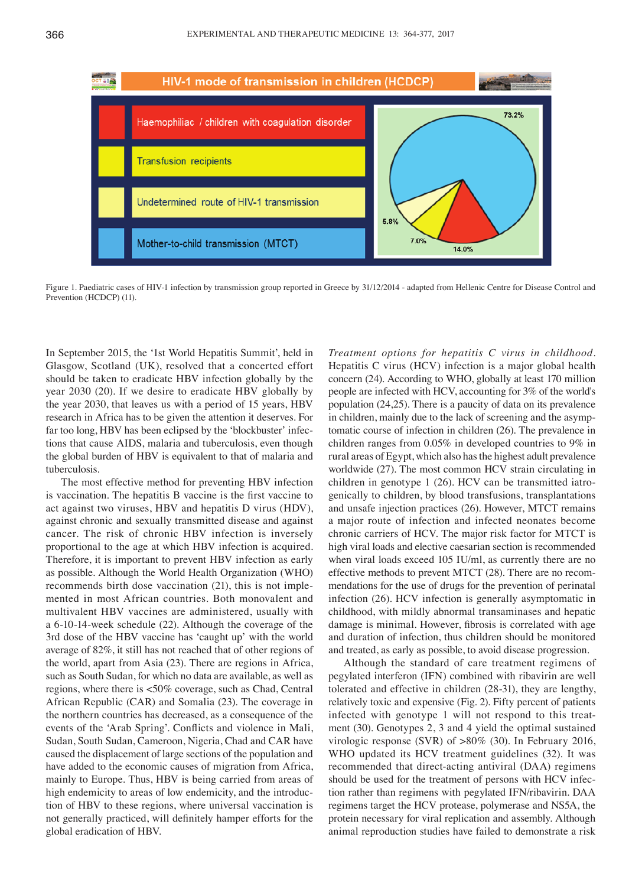Figure 1. Paediatric cases of HIV-1 infection by transmission group reported in Greece by 31/12/2014 - adapted from Hellenic Centre for Disease Control and Prevention (HCDCP) (11).

In September 2015, the '1st World Hepatitis Summit', held in Glasgow, Scotland (UK), resolved that a concerted effort should be taken to eradicate HBV infection globally by the year 2030 (20). If we desire to eradicate HBV globally by the year 2030, that leaves us with a period of 15 years, HBV research in Africa has to be given the attention it deserves. For far too long, HBV has been eclipsed by the 'blockbuster' infections that cause AIDS, malaria and tuberculosis, even though the global burden of HBV is equivalent to that of malaria and tuberculosis.

The most effective method for preventing HBV infection is vaccination. The hepatitis B vaccine is the first vaccine to act against two viruses, HBV and hepatitis D virus (HDV), against chronic and sexually transmitted disease and against cancer. The risk of chronic HBV infection is inversely proportional to the age at which HBV infection is acquired. Therefore, it is important to prevent HBV infection as early as possible. Although the World Health Organization (WHO) recommends birth dose vaccination (21), this is not implemented in most African countries. Both monovalent and multivalent HBV vaccines are administered, usually with a 6-10-14-week schedule (22). Although the coverage of the 3rd dose of the HBV vaccine has 'caught up' with the world average of 82%, it still has not reached that of other regions of the world, apart from Asia (23). There are regions in Africa, such as South Sudan, for which no data are available, as well as regions, where there is <50% coverage, such as Chad, Central African Republic (CAR) and Somalia (23). The coverage in the northern countries has decreased, as a consequence of the events of the 'Arab Spring'. Conflicts and violence in Mali, Sudan, South Sudan, Cameroon, Nigeria, Chad and CAR have caused the displacement of large sections of the population and have added to the economic causes of migration from Africa, mainly to Europe. Thus, HBV is being carried from areas of high endemicity to areas of low endemicity, and the introduction of HBV to these regions, where universal vaccination is not generally practiced, will definitely hamper efforts for the global eradication of HBV.

*Treatment options for hepatitis C virus in childhood.* Hepatitis C virus (HCV) infection is a major global health concern (24). According to WHO, globally at least 170 million people are infected with HCV, accounting for 3% of the world's population (24,25). There is a paucity of data on its prevalence in children, mainly due to the lack of screening and the asymptomatic course of infection in children (26). The prevalence in children ranges from 0.05% in developed countries to 9% in rural areas of Egypt, which also has the highest adult prevalence worldwide (27). The most common HCV strain circulating in children in genotype 1 (26). HCV can be transmitted iatrogenically to children, by blood transfusions, transplantations and unsafe injection practices (26). However, MTCT remains a major route of infection and infected neonates become chronic carriers of HCV. The major risk factor for MTCT is high viral loads and elective caesarian section is recommended when viral loads exceed 105 IU/ml, as currently there are no effective methods to prevent MTCT (28). There are no recommendations for the use of drugs for the prevention of perinatal infection (26). HCV infection is generally asymptomatic in childhood, with mildly abnormal transaminases and hepatic damage is minimal. However, fibrosis is correlated with age and duration of infection, thus children should be monitored and treated, as early as possible, to avoid disease progression.

Although the standard of care treatment regimens of pegylated interferon (IFN) combined with ribavirin are well tolerated and effective in children (28-31), they are lengthy, relatively toxic and expensive (Fig. 2). Fifty percent of patients infected with genotype 1 will not respond to this treatment (30). Genotypes 2, 3 and 4 yield the optimal sustained virologic response (SVR) of >80% (30). In February 2016, WHO updated its HCV treatment guidelines (32). It was recommended that direct-acting antiviral (DAA) regimens should be used for the treatment of persons with HCV infection rather than regimens with pegylated IFN/ribavirin. DAA regimens target the HCV protease, polymerase and NS5A, the protein necessary for viral replication and assembly. Although animal reproduction studies have failed to demonstrate a risk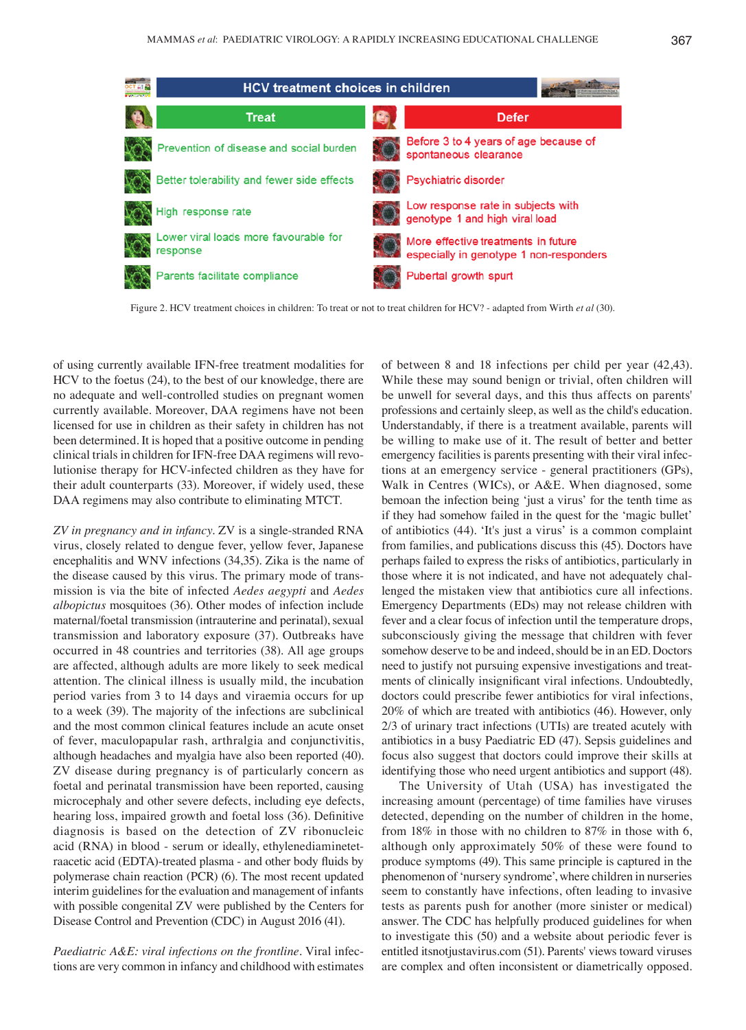| HCV treatment choices in children | |
|---|---|
| **Treat** | **Defer** |
| Prevention of disease and social burden | Before 3 to 4 years of age because of spontaneous clearance |
| Better tolerability and fewer side effects | Psychiatric disorder |
| High response rate | Low response rate in subjects with genotype 1 and high viral load |
| Lower viral loads more favourable for response | More effective treatments in future especially in genotype 1 non-responders |
| Parents facilitate compliance | Pubertal growth spurt |

Figure 2. HCV treatment choices in children: To treat or not to treat children for HCV? - adapted from Wirth *et al* (30).

of using currently available IFN-free treatment modalities for HCV to the foetus (24), to the best of our knowledge, there are no adequate and well-controlled studies on pregnant women currently available. Moreover, DAA regimens have not been licensed for use in children as their safety in children has not been determined. It is hoped that a positive outcome in pending clinical trials in children for IFN-free DAA regimens will revolutionise therapy for HCV-infected children as they have for their adult counterparts (33). Moreover, if widely used, these DAA regimens may also contribute to eliminating MTCT.

*ZV in pregnancy and in infancy*. ZV is a single-stranded RNA virus, closely related to dengue fever, yellow fever, Japanese encephalitis and WNV infections (34,35). Zika is the name of the disease caused by this virus. The primary mode of transmission is via the bite of infected *Aedes aegypti* and *Aedes albopictus* mosquitoes (36). Other modes of infection include maternal/foetal transmission (intrauterine and perinatal), sexual transmission and laboratory exposure (37). Outbreaks have occurred in 48 countries and territories (38). All age groups are affected, although adults are more likely to seek medical attention. The clinical illness is usually mild, the incubation period varies from 3 to 14 days and viraemia occurs for up to a week (39). The majority of the infections are subclinical and the most common clinical features include an acute onset of fever, maculopapular rash, arthralgia and conjunctivitis, although headaches and myalgia have also been reported (40). ZV disease during pregnancy is of particularly concern as foetal and perinatal transmission have been reported, causing microcephaly and other severe defects, including eye defects, hearing loss, impaired growth and foetal loss (36). Definitive diagnosis is based on the detection of ZV ribonucleic acid (RNA) in blood - serum or ideally, ethylenediaminetetraacetic acid (EDTA)-treated plasma - and other body fluids by polymerase chain reaction (PCR) (6). The most recent updated interim guidelines for the evaluation and management of infants with possible congenital ZV were published by the Centers for Disease Control and Prevention (CDC) in August 2016 (41).

*Paediatric A&E: viral infections on the frontline*. Viral infections are very common in infancy and childhood with estimates of between 8 and 18 infections per child per year (42,43). While these may sound benign or trivial, often children will be unwell for several days, and this thus affects on parents' professions and certainly sleep, as well as the child's education. Understandably, if there is a treatment available, parents will be willing to make use of it. The result of better and better emergency facilities is parents presenting with their viral infections at an emergency service - general practitioners (GPs), Walk in Centres (WICs), or A&E. When diagnosed, some bemoan the infection being 'just a virus' for the tenth time as if they had somehow failed in the quest for the 'magic bullet' of antibiotics (44). 'It's just a virus' is a common complaint from families, and publications discuss this (45). Doctors have perhaps failed to express the risks of antibiotics, particularly in those where it is not indicated, and have not adequately challenged the mistaken view that antibiotics cure all infections. Emergency Departments (EDs) may not release children with fever and a clear focus of infection until the temperature drops, subconsciously giving the message that children with fever somehow deserve to be and indeed, should be in an ED. Doctors need to justify not pursuing expensive investigations and treatments of clinically insignificant viral infections. Undoubtedly, doctors could prescribe fewer antibiotics for viral infections, 20% of which are treated with antibiotics (46). However, only 2/3 of urinary tract infections (UTIs) are treated acutely with antibiotics in a busy Paediatric ED (47). Sepsis guidelines and focus also suggest that doctors could improve their skills at identifying those who need urgent antibiotics and support (48).

The University of Utah (USA) has investigated the increasing amount (percentage) of time families have viruses detected, depending on the number of children in the home, from 18% in those with no children to 87% in those with 6, although only approximately 50% of these were found to produce symptoms (49). This same principle is captured in the phenomenon of 'nursery syndrome', where children in nurseries seem to constantly have infections, often leading to invasive tests as parents push for another (more sinister or medical) answer. The CDC has helpfully produced guidelines for when to investigate this (50) and a website about periodic fever is entitled itsnotjustavirus.com (51). Parents' views toward viruses are complex and often inconsistent or diametrically opposed.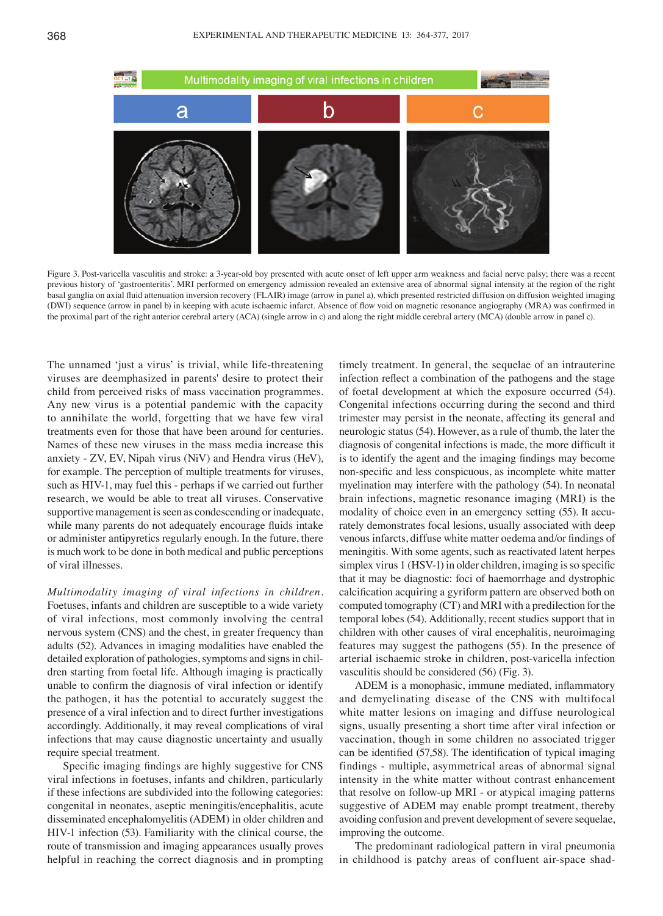Figure 3. Post-varicella vasculitis and stroke: a 3-year-old boy presented with acute onset of left upper arm weakness and facial nerve palsy; there was a recent previous history of 'gastroenteritis'. MRI performed on emergency admission revealed an extensive area of abnormal signal intensity at the region of the right basal ganglia on axial fluid attenuation inversion recovery (FLAIR) image (arrow in panel a), which presented restricted diffusion on diffusion weighted imaging (DWI) sequence (arrow in panel b) in keeping with acute ischaemic infarct. Absence of flow void on magnetic resonance angiography (MRA) was confirmed in the proximal part of the right anterior cerebral artery (ACA) (single arrow in c) and along the right middle cerebral artery (MCA) (double arrow in panel c).

The unnamed 'just a virus' is trivial, while life-threatening viruses are deemphasized in parents' desire to protect their child from perceived risks of mass vaccination programmes. Any new virus is a potential pandemic with the capacity to annihilate the world, forgetting that we have few viral treatments even for those that have been around for centuries. Names of these new viruses in the mass media increase this anxiety - ZV, EV, Nipah virus (NiV) and Hendra virus (HeV), for example. The perception of multiple treatments for viruses, such as HIV-1, may fuel this - perhaps if we carried out further research, we would be able to treat all viruses. Conservative supportive management is seen as condescending or inadequate, while many parents do not adequately encourage fluids intake or administer antipyretics regularly enough. In the future, there is much work to be done in both medical and public perceptions of viral illnesses.

*Multimodality imaging of viral infections in children.* Foetuses, infants and children are susceptible to a wide variety of viral infections, most commonly involving the central nervous system (CNS) and the chest, in greater frequency than adults (52). Advances in imaging modalities have enabled the detailed exploration of pathologies, symptoms and signs in children starting from foetal life. Although imaging is practically unable to confirm the diagnosis of viral infection or identify the pathogen, it has the potential to accurately suggest the presence of a viral infection and to direct further investigations accordingly. Additionally, it may reveal complications of viral infections that may cause diagnostic uncertainty and usually require special treatment.

Specific imaging findings are highly suggestive for CNS viral infections in foetuses, infants and children, particularly if these infections are subdivided into the following categories: congenital in neonates, aseptic meningitis/encephalitis, acute disseminated encephalomyelitis (ADEM) in older children and HIV-1 infection (53). Familiarity with the clinical course, the route of transmission and imaging appearances usually proves helpful in reaching the correct diagnosis and in prompting timely treatment. In general, the sequelae of an intrauterine infection reflect a combination of the pathogens and the stage of foetal development at which the exposure occurred (54). Congenital infections occurring during the second and third trimester may persist in the neonate, affecting its general and neurologic status (54). However, as a rule of thumb, the later the diagnosis of congenital infections is made, the more difficult it is to identify the agent and the imaging findings may become non-specific and less conspicuous, as incomplete white matter myelination may interfere with the pathology (54). In neonatal brain infections, magnetic resonance imaging (MRI) is the modality of choice even in an emergency setting (55). It accurately demonstrates focal lesions, usually associated with deep venous infarcts, diffuse white matter oedema and/or findings of meningitis. With some agents, such as reactivated latent herpes simplex virus 1 (HSV-1) in older children, imaging is so specific that it may be diagnostic: foci of haemorrhage and dystrophic calcification acquiring a gyriform pattern are observed both on computed tomography (CT) and MRI with a predilection for the temporal lobes (54). Additionally, recent studies support that in children with other causes of viral encephalitis, neuroimaging features may suggest the pathogens (55). In the presence of arterial ischaemic stroke in children, post-varicella infection vasculitis should be considered (56) (Fig. 3).

ADEM is a monophasic, immune mediated, inflammatory and demyelinating disease of the CNS with multifocal white matter lesions on imaging and diffuse neurological signs, usually presenting a short time after viral infection or vaccination, though in some children no associated trigger can be identified (57,58). The identification of typical imaging findings - multiple, asymmetrical areas of abnormal signal intensity in the white matter without contrast enhancement that resolve on follow-up MRI - or atypical imaging patterns suggestive of ADEM may enable prompt treatment, thereby avoiding confusion and prevent development of severe sequelae, improving the outcome.

The predominant radiological pattern in viral pneumonia in childhood is patchy areas of confluent air-space shad-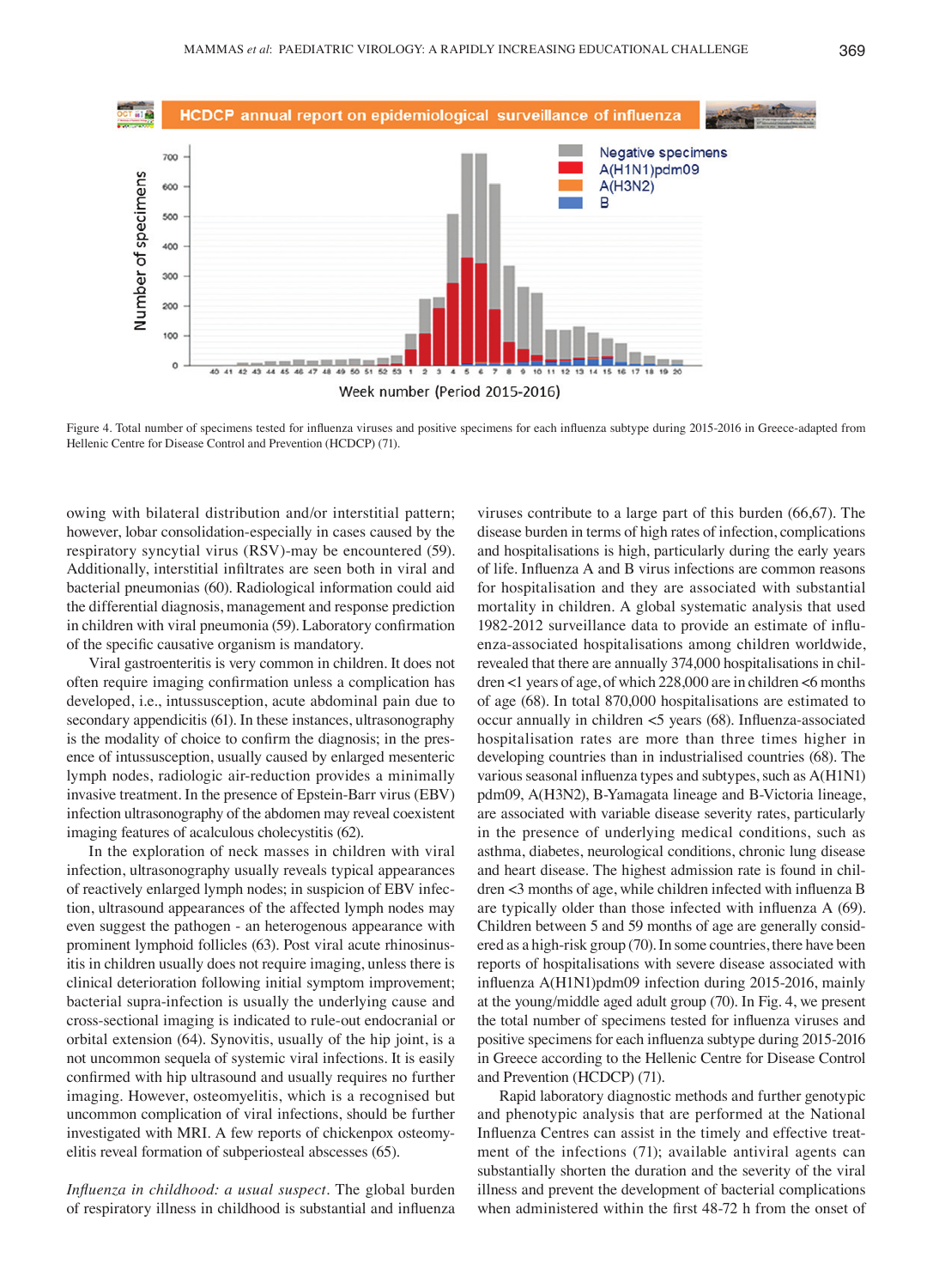Figure 4. Total number of specimens tested for influenza viruses and positive specimens for each influenza subtype during 2015-2016 in Greece-adapted from Hellenic Centre for Disease Control and Prevention (HCDCP) (71).

owing with bilateral distribution and/or interstitial pattern; however, lobar consolidation-especially in cases caused by the respiratory syncytial virus (RSV)-may be encountered (59). Additionally, interstitial infiltrates are seen both in viral and bacterial pneumonias (60). Radiological information could aid the differential diagnosis, management and response prediction in children with viral pneumonia (59). Laboratory confirmation of the specific causative organism is mandatory.

Viral gastroenteritis is very common in children. It does not often require imaging confirmation unless a complication has developed, i.e., intussusception, acute abdominal pain due to secondary appendicitis (61). In these instances, ultrasonography is the modality of choice to confirm the diagnosis; in the presence of intussusception, usually caused by enlarged mesenteric lymph nodes, radiologic air-reduction provides a minimally invasive treatment. In the presence of Epstein-Barr virus (EBV) infection ultrasonography of the abdomen may reveal coexistent imaging features of acalculous cholecystitis (62).

In the exploration of neck masses in children with viral infection, ultrasonography usually reveals typical appearances of reactively enlarged lymph nodes; in suspicion of EBV infection, ultrasound appearances of the affected lymph nodes may even suggest the pathogen - an heterogenous appearance with prominent lymphoid follicles (63). Post viral acute rhinosinusitis in children usually does not require imaging, unless there is clinical deterioration following initial symptom improvement; bacterial supra-infection is usually the underlying cause and cross-sectional imaging is indicated to rule-out endocranial or orbital extension (64). Synovitis, usually of the hip joint, is a not uncommon sequela of systemic viral infections. It is easily confirmed with hip ultrasound and usually requires no further imaging. However, osteomyelitis, which is a recognised but uncommon complication of viral infections, should be further investigated with MRI. A few reports of chickenpox osteomyelitis reveal formation of subperiosteal abscesses (65).

*Influenza in childhood: a usual suspect*. The global burden of respiratory illness in childhood is substantial and influenza viruses contribute to a large part of this burden (66,67). The disease burden in terms of high rates of infection, complications and hospitalisations is high, particularly during the early years of life. Influenza A and B virus infections are common reasons for hospitalisation and they are associated with substantial mortality in children. A global systematic analysis that used 1982-2012 surveillance data to provide an estimate of influenza-associated hospitalisations among children worldwide, revealed that there are annually 374,000 hospitalisations in children <1 years of age, of which 228,000 are in children <6 months of age (68). In total 870,000 hospitalisations are estimated to occur annually in children <5 years (68). Influenza-associated hospitalisation rates are more than three times higher in developing countries than in industrialised countries (68). The various seasonal influenza types and subtypes, such as A(H1N1) pdm09, A(H3N2), B-Yamagata lineage and B-Victoria lineage, are associated with variable disease severity rates, particularly in the presence of underlying medical conditions, such as asthma, diabetes, neurological conditions, chronic lung disease and heart disease. The highest admission rate is found in children <3 months of age, while children infected with influenza B are typically older than those infected with influenza A (69). Children between 5 and 59 months of age are generally considered as a high-risk group (70). In some countries, there have been reports of hospitalisations with severe disease associated with influenza A(H1N1)pdm09 infection during 2015-2016, mainly at the young/middle aged adult group (70). In Fig. 4, we present the total number of specimens tested for influenza viruses and positive specimens for each influenza subtype during 2015-2016 in Greece according to the Hellenic Centre for Disease Control and Prevention (HCDCP) (71).

Rapid laboratory diagnostic methods and further genotypic and phenotypic analysis that are performed at the National Influenza Centres can assist in the timely and effective treatment of the infections (71); available antiviral agents can substantially shorten the duration and the severity of the viral illness and prevent the development of bacterial complications when administered within the first 48-72 h from the onset of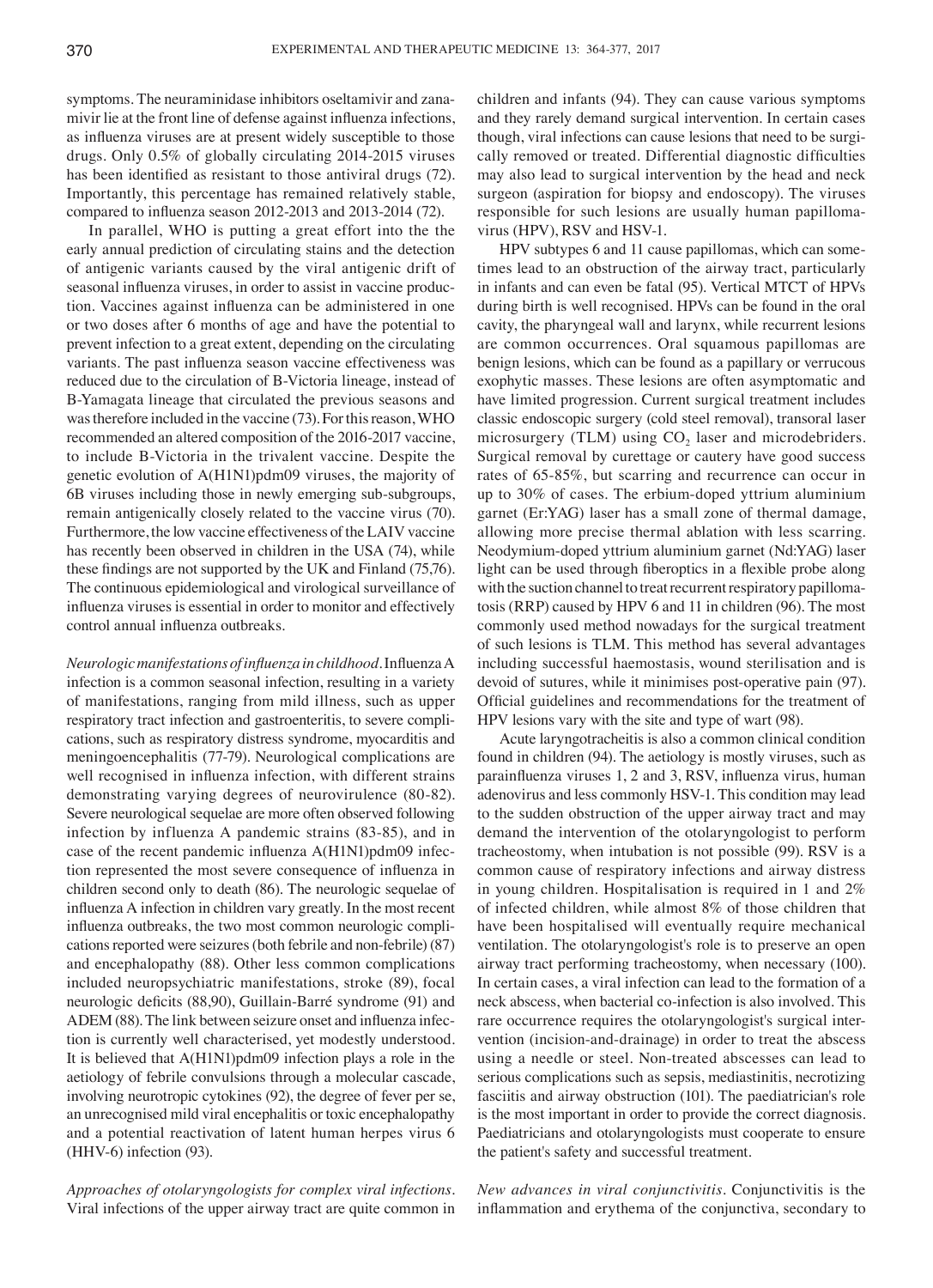symptoms. The neuraminidase inhibitors oseltamivir and zanamivir lie at the front line of defense against influenza infections, as influenza viruses are at present widely susceptible to those drugs. Only 0.5% of globally circulating 2014-2015 viruses has been identified as resistant to those antiviral drugs (72). Importantly, this percentage has remained relatively stable, compared to influenza season 2012-2013 and 2013-2014 (72).

In parallel, WHO is putting a great effort into the the early annual prediction of circulating stains and the detection of antigenic variants caused by the viral antigenic drift of seasonal influenza viruses, in order to assist in vaccine production. Vaccines against influenza can be administered in one or two doses after 6 months of age and have the potential to prevent infection to a great extent, depending on the circulating variants. The past influenza season vaccine effectiveness was reduced due to the circulation of B-Victoria lineage, instead of B-Yamagata lineage that circulated the previous seasons and was therefore included in the vaccine (73). For this reason, WHO recommended an altered composition of the 2016-2017 vaccine, to include B-Victoria in the trivalent vaccine. Despite the genetic evolution of A(H1N1)pdm09 viruses, the majority of 6B viruses including those in newly emerging sub-subgroups, remain antigenically closely related to the vaccine virus (70). Furthermore, the low vaccine effectiveness of the LAIV vaccine has recently been observed in children in the USA (74), while these findings are not supported by the UK and Finland (75,76). The continuous epidemiological and virological surveillance of influenza viruses is essential in order to monitor and effectively control annual influenza outbreaks.

*Neurologic manifestations of influenza in childhood.* Influenza A infection is a common seasonal infection, resulting in a variety of manifestations, ranging from mild illness, such as upper respiratory tract infection and gastroenteritis, to severe complications, such as respiratory distress syndrome, myocarditis and meningoencephalitis (77-79). Neurological complications are well recognised in influenza infection, with different strains demonstrating varying degrees of neurovirulence (80-82). Severe neurological sequelae are more often observed following infection by influenza A pandemic strains (83-85), and in case of the recent pandemic influenza A(H1N1)pdm09 infection represented the most severe consequence of influenza in children second only to death (86). The neurologic sequelae of influenza A infection in children vary greatly. In the most recent influenza outbreaks, the two most common neurologic complications reported were seizures (both febrile and non-febrile) (87) and encephalopathy (88). Other less common complications included neuropsychiatric manifestations, stroke (89), focal neurologic deficits (88,90), Guillain-Barré syndrome (91) and ADEM (88). The link between seizure onset and influenza infection is currently well characterised, yet modestly understood. It is believed that A(H1N1)pdm09 infection plays a role in the aetiology of febrile convulsions through a molecular cascade, involving neurotropic cytokines (92), the degree of fever per se, an unrecognised mild viral encephalitis or toxic encephalopathy and a potential reactivation of latent human herpes virus 6 (HHV-6) infection (93).

*Approaches of otolaryngologists for complex viral infections.* Viral infections of the upper airway tract are quite common in children and infants (94). They can cause various symptoms and they rarely demand surgical intervention. In certain cases though, viral infections can cause lesions that need to be surgically removed or treated. Differential diagnostic difficulties may also lead to surgical intervention by the head and neck surgeon (aspiration for biopsy and endoscopy). The viruses responsible for such lesions are usually human papillomavirus (HPV), RSV and HSV-1.

HPV subtypes 6 and 11 cause papillomas, which can sometimes lead to an obstruction of the airway tract, particularly in infants and can even be fatal (95). Vertical MTCT of HPVs during birth is well recognised. HPVs can be found in the oral cavity, the pharyngeal wall and larynx, while recurrent lesions are common occurrences. Oral squamous papillomas are benign lesions, which can be found as a papillary or verrucous exophytic masses. These lesions are often asymptomatic and have limited progression. Current surgical treatment includes classic endoscopic surgery (cold steel removal), transoral laser microsurgery (TLM) using $CO_2$ laser and microdebriders. Surgical removal by curettage or cautery have good success rates of 65-85%, but scarring and recurrence can occur in up to 30% of cases. The erbium-doped yttrium aluminium garnet (Er:YAG) laser has a small zone of thermal damage, allowing more precise thermal ablation with less scarring. Neodymium-doped yttrium aluminium garnet (Nd:YAG) laser light can be used through fiberoptics in a flexible probe along with the suction channel to treat recurrent respiratory papillomatosis (RRP) caused by HPV 6 and 11 in children (96). The most commonly used method nowadays for the surgical treatment of such lesions is TLM. This method has several advantages including successful haemostasis, wound sterilisation and is devoid of sutures, while it minimises post-operative pain (97). Official guidelines and recommendations for the treatment of HPV lesions vary with the site and type of wart (98).

Acute laryngotracheitis is also a common clinical condition found in children (94). The aetiology is mostly viruses, such as parainfluenza viruses 1, 2 and 3, RSV, influenza virus, human adenovirus and less commonly HSV-1. This condition may lead to the sudden obstruction of the upper airway tract and may demand the intervention of the otolaryngologist to perform tracheostomy, when intubation is not possible (99). RSV is a common cause of respiratory infections and airway distress in young children. Hospitalisation is required in 1 and 2% of infected children, while almost 8% of those children that have been hospitalised will eventually require mechanical ventilation. The otolaryngologist's role is to preserve an open airway tract performing tracheostomy, when necessary (100). In certain cases, a viral infection can lead to the formation of a neck abscess, when bacterial co-infection is also involved. This rare occurrence requires the otolaryngologist's surgical intervention (incision-and-drainage) in order to treat the abscess using a needle or steel. Non-treated abscesses can lead to serious complications such as sepsis, mediastinitis, necrotizing fasciitis and airway obstruction (101). The paediatrician's role is the most important in order to provide the correct diagnosis. Paediatricians and otolaryngologists must cooperate to ensure the patient's safety and successful treatment.

*New advances in viral conjunctivitis.* Conjunctivitis is the inflammation and erythema of the conjunctiva, secondary to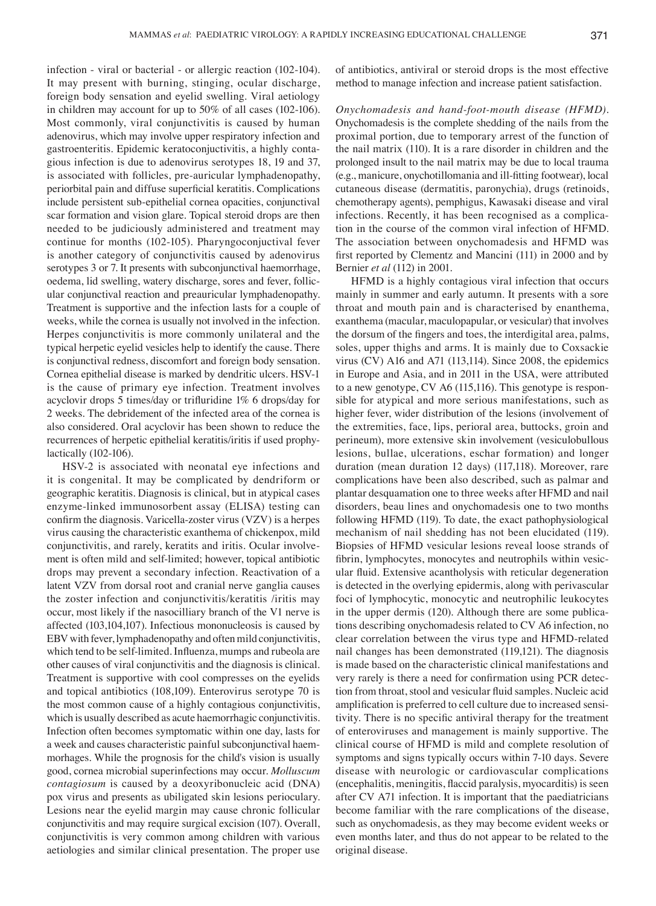infection - viral or bacterial - or allergic reaction (102-104). It may present with burning, stinging, ocular discharge, foreign body sensation and eyelid swelling. Viral aetiology in children may account for up to 50% of all cases (102-106). Most commonly, viral conjunctivitis is caused by human adenovirus, which may involve upper respiratory infection and gastroenteritis. Epidemic keratoconjunctivitis, a highly contagious infection is due to adenovirus serotypes 18, 19 and 37, is associated with follicles, pre-auricular lymphadenopathy, periorbital pain and diffuse superficial keratitis. Complications include persistent sub-epithelial cornea opacities, conjunctival scar formation and vision glare. Topical steroid drops are then needed to be judiciously administered and treatment may continue for months (102-105). Pharyngoconjuctival fever is another category of conjunctivitis caused by adenovirus serotypes 3 or 7. It presents with subconjunctival haemorrhage, oedema, lid swelling, watery discharge, sores and fever, follicular conjunctival reaction and preauricular lymphadenopathy. Treatment is supportive and the infection lasts for a couple of weeks, while the cornea is usually not involved in the infection. Herpes conjunctivitis is more commonly unilateral and the typical herpetic eyelid vesicles help to identify the cause. There is conjunctival redness, discomfort and foreign body sensation. Cornea epithelial disease is marked by dendritic ulcers. HSV-1 is the cause of primary eye infection. Treatment involves acyclovir drops 5 times/day or trifluridine 1% 6 drops/day for 2 weeks. The debridement of the infected area of the cornea is also considered. Oral acyclovir has been shown to reduce the recurrences of herpetic epithelial keratitis/iritis if used prophylactically (102-106).

HSV-2 is associated with neonatal eye infections and it is congenital. It may be complicated by dendriform or geographic keratitis. Diagnosis is clinical, but in atypical cases enzyme-linked immunosorbent assay (ELISA) testing can confirm the diagnosis. Varicella-zoster virus (VZV) is a herpes virus causing the characteristic exanthema of chickenpox, mild conjunctivitis, and rarely, keratits and iritis. Ocular involvement is often mild and self-limited; however, topical antibiotic drops may prevent a secondary infection. Reactivation of a latent VZV from dorsal root and cranial nerve ganglia causes the zoster infection and conjunctivitis/keratitis /iritis may occur, most likely if the nasocilliary branch of the V1 nerve is affected (103,104,107). Infectious mononucleosis is caused by EBV with fever, lymphadenopathy and often mild conjunctivitis, which tend to be self-limited. Influenza, mumps and rubeola are other causes of viral conjunctivitis and the diagnosis is clinical. Treatment is supportive with cool compresses on the eyelids and topical antibiotics (108,109). Enterovirus serotype 70 is the most common cause of a highly contagious conjunctivitis, which is usually described as acute haemorrhagic conjunctivitis. Infection often becomes symptomatic within one day, lasts for a week and causes characteristic painful subconjunctival haemmorhages. While the prognosis for the child's vision is usually good, cornea microbial superinfections may occur. *Molluscum contagiosum* is caused by a deoxyribonucleic acid (DNA) pox virus and presents as ubiligated skin lesions periocular. Lesions near the eyelid margin may cause chronic follicular conjunctivitis and may require surgical excision (107). Overall, conjunctivitis is very common among children with various aetiologies and similar clinical presentation. The proper use of antibiotics, antiviral or steroid drops is the most effective method to manage infection and increase patient satisfaction.

*Onychomadesis and hand-foot-mouth disease (HFMD).* Onychomadesis is the complete shedding of the nails from the proximal portion, due to temporary arrest of the function of the nail matrix (110). It is a rare disorder in children and the prolonged insult to the nail matrix may be due to local trauma (e.g., manicure, onychotillomania and ill-fitting footwear), local cutaneous disease (dermatitis, paronychia), drugs (retinoids, chemotherapy agents), pemphigus, Kawasaki disease and viral infections. Recently, it has been recognised as a complication in the course of the common viral infection of HFMD. The association between onychomadesis and HFMD was first reported by Clementz and Mancini (111) in 2000 and by Bernier *et al* (112) in 2001.

HFMD is a highly contagious viral infection that occurs mainly in summer and early autumn. It presents with a sore throat and mouth pain and is characterised by enanthema, exanthema (macular, maculopapular, or vesicular) that involves the dorsum of the fingers and toes, the interdigital area, palms, soles, upper thighs and arms. It is mainly due to Coxsackie virus (CV) A16 and A71 (113,114). Since 2008, the epidemics in Europe and Asia, and in 2011 in the USA, were attributed to a new genotype, CV A6 (115,116). This genotype is responsible for atypical and more serious manifestations, such as higher fever, wider distribution of the lesions (involvement of the extremities, face, lips, perioral area, buttocks, groin and perineum), more extensive skin involvement (vesiculobullous lesions, bullae, ulcerations, eschar formation) and longer duration (mean duration 12 days) (117,118). Moreover, rare complications have been also described, such as palmar and plantar desquamation one to three weeks after HFMD and nail disorders, beau lines and onychomadesis one to two months following HFMD (119). To date, the exact pathophysiological mechanism of nail shedding has not been elucidated (119). Biopsies of HFMD vesicular lesions reveal loose strands of fibrin, lymphocytes, monocytes and neutrophils within vesicular fluid. Extensive acantholysis with reticular degeneration is detected in the overlying epidermis, along with perivascular foci of lymphocytic, monocytic and neutrophilic leukocytes in the upper dermis (120). Although there are some publications describing onychomadesis related to CV A6 infection, no clear correlation between the virus type and HFMD-related nail changes has been demonstrated (119,121). The diagnosis is made based on the characteristic clinical manifestations and very rarely is there a need for confirmation using PCR detection from throat, stool and vesicular fluid samples. Nucleic acid amplification is preferred to cell culture due to increased sensitivity. There is no specific antiviral therapy for the treatment of enteroviruses and management is mainly supportive. The clinical course of HFMD is mild and complete resolution of symptoms and signs typically occurs within 7-10 days. Severe disease with neurologic or cardiovascular complications (encephalitis, meningitis, flaccid paralysis, myocarditis) is seen after CV A71 infection. It is important that the paediatricians become familiar with the rare complications of the disease, such as onychomadesis, as they may become evident weeks or even months later, and thus do not appear to be related to the original disease.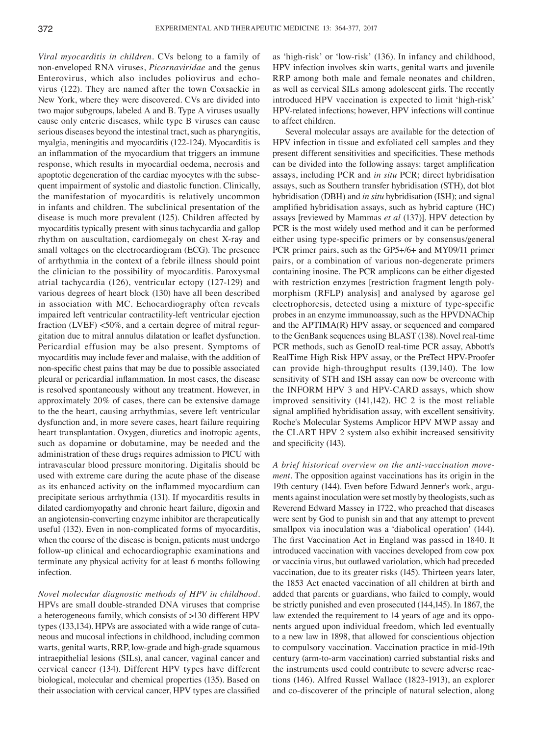*Viral myocarditis in children*. CVs belong to a family of non-enveloped RNA viruses, *Picornaviridae* and the genus Enterovirus, which also includes poliovirus and echovirus (122). They are named after the town Coxsackie in New York, where they were discovered. CVs are divided into two major subgroups, labeled A and B. Type A viruses usually cause only enteric diseases, while type B viruses can cause serious diseases beyond the intestinal tract, such as pharyngitis, myalgia, meningitis and myocarditis (122-124). Myocarditis is an inflammation of the myocardium that triggers an immune response, which results in myocardial oedema, necrosis and apoptotic degeneration of the cardiac myocytes with the subsequent impairment of systolic and diastolic function. Clinically, the manifestation of myocarditis is relatively uncommon in infants and children. The subclinical presentation of the disease is much more prevalent (125). Children affected by myocarditis typically present with sinus tachycardia and gallop rhythm on auscultation, cardiomegaly on chest X-ray and small voltages on the electrocardiogram (ECG). The presence of arrhythmia in the context of a febrile illness should point the clinician to the possibility of myocarditis. Paroxysmal atrial tachycardia (126), ventricular ectopy (127-129) and various degrees of heart block (130) have all been described in association with MC. Echocardiography often reveals impaired left ventricular contractility-left ventricular ejection fraction (LVEF) <50%, and a certain degree of mitral regurgitation due to mitral annulus dilatation or leaflet dysfunction. Pericardial effusion may be also present. Symptoms of myocarditis may include fever and malaise, with the addition of non-specific chest pains that may be due to possible associated pleural or pericardial inflammation. In most cases, the disease is resolved spontaneously without any treatment. However, in approximately 20% of cases, there can be extensive damage to the the heart, causing arrhythmias, severe left ventricular dysfunction and, in more severe cases, heart failure requiring heart transplantation. Oxygen, diuretics and inotropic agents, such as dopamine or dobutamine, may be needed and the administration of these drugs requires admission to PICU with intravascular blood pressure monitoring. Digitalis should be used with extreme care during the acute phase of the disease as its enhanced activity on the inflammed myocardium can precipitate serious arrhythmia (131). If myocarditis results in dilated cardiomyopathy and chronic heart failure, digoxin and an angiotensin-converting enzyme inhibitor are therapeutically useful (132). Even in non-complicated forms of myocarditis, when the course of the disease is benign, patients must undergo follow-up clinical and echocardiographic examinations and terminate any physical activity for at least 6 months following infection.

*Novel molecular diagnostic methods of HPV in childhood*. HPVs are small double-stranded DNA viruses that comprise a heterogeneous family, which consists of >130 different HPV types (133,134). HPVs are associated with a wide range of cutaneous and mucosal infections in childhood, including common warts, genital warts, RRP, low-grade and high-grade squamous intraepithelial lesions (SILs), anal cancer, vaginal cancer and cervical cancer (134). Different HPV types have different biological, molecular and chemical properties (135). Based on their association with cervical cancer, HPV types are classified as 'high-risk' or 'low-risk' (136). In infancy and childhood, HPV infection involves skin warts, genital warts and juvenile RRP among both male and female neonates and children, as well as cervical SILs among adolescent girls. The recently introduced HPV vaccination is expected to limit 'high-risk' HPV-related infections; however, HPV infections will continue to affect children.

Several molecular assays are available for the detection of HPV infection in tissue and exfoliated cell samples and they present different sensitivities and specificities. These methods can be divided into the following assays: target amplification assays, including PCR and *in situ* PCR; direct hybridisation assays, such as Southern transfer hybridisation (STH), dot blot hybridisation (DBH) and *in situ* hybridisation (ISH); and signal amplified hybridisation assays, such as hybrid capture (HC) assays [reviewed by Mammas *et al* (137)]. HPV detection by PCR is the most widely used method and it can be performed either using type-specific primers or by consensus/general PCR primer pairs, such as the GP5+/6+ and MY09/11 primer pairs, or a combination of various non-degenerate primers containing inosine. The PCR amplicons can be either digested with restriction enzymes [restriction fragment length polymorphism (RFLP) analysis] and analysed by agarose gel electrophoresis, detected using a mixture of type-specific probes in an enzyme immunoassay, such as the HPVDNAChip and the APTIMA(R) HPV assay, or sequenced and compared to the GenBank sequences using BLAST (138). Novel real-time PCR methods, such as GenoID real-time PCR assay, Abbott's RealTime High Risk HPV assay, or the PreTect HPV-Proofer can provide high-throughput results (139,140). The low sensitivity of STH and ISH assay can now be overcome with the INFORM HPV 3 and HPV-CARD assays, which show improved sensitivity (141,142). HC 2 is the most reliable signal amplified hybridisation assay, with excellent sensitivity. Roche's Molecular Systems Amplicor HPV MWP assay and the CLART HPV 2 system also exhibit increased sensitivity and specificity (143).

*A brief historical overview on the anti-vaccination movement*. The opposition against vaccinations has its origin in the 19th century (144). Even before Edward Jenner's work, arguments against inoculation were set mostly by theologists, such as Reverend Edward Massey in 1722, who preached that diseases were sent by God to punish sin and that any attempt to prevent smallpox via inoculation was a 'diabolical operation' (144). The first Vaccination Act in England was passed in 1840. It introduced vaccination with vaccines developed from cow pox or vaccinia virus, but outlawed variolation, which had preceded vaccination, due to its greater risks (145). Thirteen years later, the 1853 Act enacted vaccination of all children at birth and added that parents or guardians, who failed to comply, would be strictly punished and even prosecuted (144,145). In 1867, the law extended the requirement to 14 years of age and its opponents argued upon individual freedom, which led eventually to a new law in 1898, that allowed for conscientious objection to compulsory vaccination. Vaccination practice in mid-19th century (arm-to-arm vaccination) carried substantial risks and the instruments used could contribute to severe adverse reactions (146). Alfred Russel Wallace (1823-1913), an explorer and co-discoverer of the principle of natural selection, along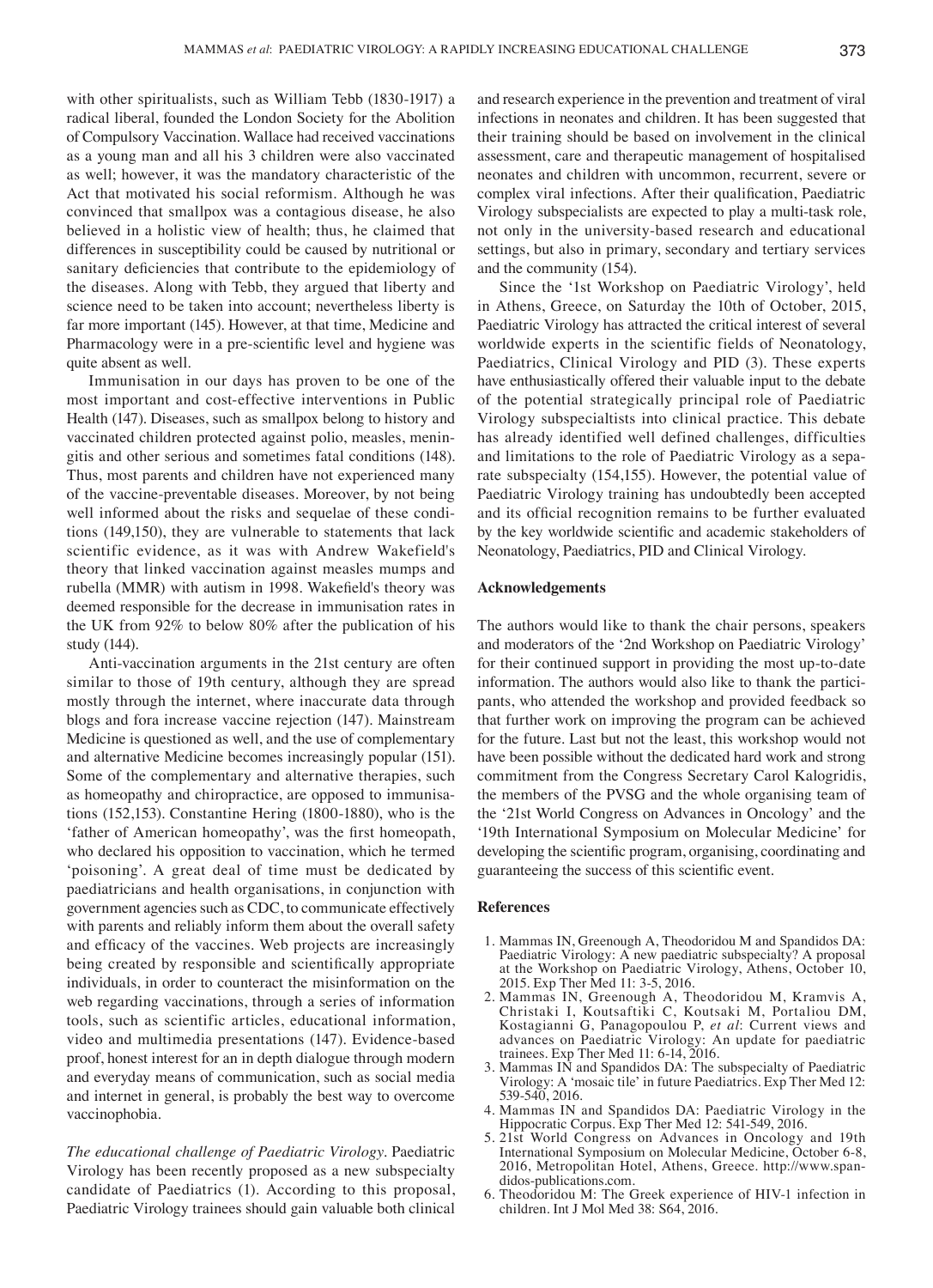with other spiritualists, such as William Tebb (1830-1917) a radical liberal, founded the London Society for the Abolition of Compulsory Vaccination. Wallace had received vaccinations as a young man and all his 3 children were also vaccinated as well; however, it was the mandatory characteristic of the Act that motivated his social reformism. Although he was convinced that smallpox was a contagious disease, he also believed in a holistic view of health; thus, he claimed that differences in susceptibility could be caused by nutritional or sanitary deficiencies that contribute to the epidemiology of the diseases. Along with Tebb, they argued that liberty and science need to be taken into account; nevertheless liberty is far more important (145). However, at that time, Medicine and Pharmacology were in a pre-scientific level and hygiene was quite absent as well.

Immunisation in our days has proven to be one of the most important and cost-effective interventions in Public Health (147). Diseases, such as smallpox belong to history and vaccinated children protected against polio, measles, meningitis and other serious and sometimes fatal conditions (148). Thus, most parents and children have not experienced many of the vaccine-preventable diseases. Moreover, by not being well informed about the risks and sequelae of these conditions (149,150), they are vulnerable to statements that lack scientific evidence, as it was with Andrew Wakefield's theory that linked vaccination against measles mumps and rubella (MMR) with autism in 1998. Wakefield's theory was deemed responsible for the decrease in immunisation rates in the UK from 92% to below 80% after the publication of his study (144).

Anti-vaccination arguments in the 21st century are often similar to those of 19th century, although they are spread mostly through the internet, where inaccurate data through blogs and fora increase vaccine rejection (147). Mainstream Medicine is questioned as well, and the use of complementary and alternative Medicine becomes increasingly popular (151). Some of the complementary and alternative therapies, such as homeopathy and chiropractice, are opposed to immunisations (152,153). Constantine Hering (1800-1880), who is the 'father of American homeopathy', was the first homeopath, who declared his opposition to vaccination, which he termed 'poisoning'. A great deal of time must be dedicated by paediatricians and health organisations, in conjunction with government agencies such as CDC, to communicate effectively with parents and reliably inform them about the overall safety and efficacy of the vaccines. Web projects are increasingly being created by responsible and scientifically appropriate individuals, in order to counteract the misinformation on the web regarding vaccinations, through a series of information tools, such as scientific articles, educational information, video and multimedia presentations (147). Evidence-based proof, honest interest for an in depth dialogue through modern and everyday means of communication, such as social media and internet in general, is probably the best way to overcome vaccinophobia.

*The educational challenge of Paediatric Virology.* Paediatric Virology has been recently proposed as a new subspecialty candidate of Paediatrics (1). According to this proposal, Paediatric Virology trainees should gain valuable both clinical and research experience in the prevention and treatment of viral infections in neonates and children. It has been suggested that their training should be based on involvement in the clinical assessment, care and therapeutic management of hospitalised neonates and children with uncommon, recurrent, severe or complex viral infections. After their qualification, Paediatric Virology subspecialists are expected to play a multi-task role, not only in the university-based research and educational settings, but also in primary, secondary and tertiary services and the community (154).

Since the '1st Workshop on Paediatric Virology', held in Athens, Greece, on Saturday the 10th of October, 2015, Paediatric Virology has attracted the critical interest of several worldwide experts in the scientific fields of Neonatology, Paediatrics, Clinical Virology and PID (3). These experts have enthusiastically offered their valuable input to the debate of the potential strategically principal role of Paediatric Virology subspecialtists into clinical practice. This debate has already identified well defined challenges, difficulties and limitations to the role of Paediatric Virology as a separate subspecialty (154,155). However, the potential value of Paediatric Virology training has undoubtedly been accepted and its official recognition remains to be further evaluated by the key worldwide scientific and academic stakeholders of Neonatology, Paediatrics, PID and Clinical Virology.

## Acknowledgements

The authors would like to thank the chair persons, speakers and moderators of the '2nd Workshop on Paediatric Virology' for their continued support in providing the most up-to-date information. The authors would also like to thank the participants, who attended the workshop and provided feedback so that further work on improving the program can be achieved for the future. Last but not the least, this workshop would not have been possible without the dedicated hard work and strong commitment from the Congress Secretary Carol Kalogridis, the members of the PVSG and the whole organising team of the '21st World Congress on Advances in Oncology' and the '19th International Symposium on Molecular Medicine' for developing the scientific program, organising, coordinating and guaranteeing the success of this scientific event.

## References

1. Mammas IN, Greenough A, Theodoridou M and Spandidos DA: Paediatric Virology: A new paediatric subspecialty? A proposal at the Workshop on Paediatric Virology, Athens, October 10, 2015. Exp Ther Med 11: 3-5, 2016.
2. Mammas IN, Greenough A, Theodoridou M, Kramvis A, Christaki I, Koutsaftiki C, Koutsaki M, Portaliou DM, Kostagianni G, Panagopoulou P, *et al*: Current views and advances on Paediatric Virology: An update for paediatric trainees. Exp Ther Med 11: 6-14, 2016.
3. Mammas IN and Spandidos DA: The subspecialty of Paediatric Virology: A 'mosaic tile' in future Paediatrics. Exp Ther Med 12: 539-540, 2016.
4. Mammas IN and Spandidos DA: Paediatric Virology in the Hippocratic Corpus. Exp Ther Med 12: 541-549, 2016.
5. 21st World Congress on Advances in Oncology and 19th International Symposium on Molecular Medicine, October 6-8, 2016, Metropolitan Hotel, Athens, Greece. http://www.spandidos-publications.com.
6. Theodoridou M: The Greek experience of HIV-1 infection in children. Int J Mol Med 38: S64, 2016.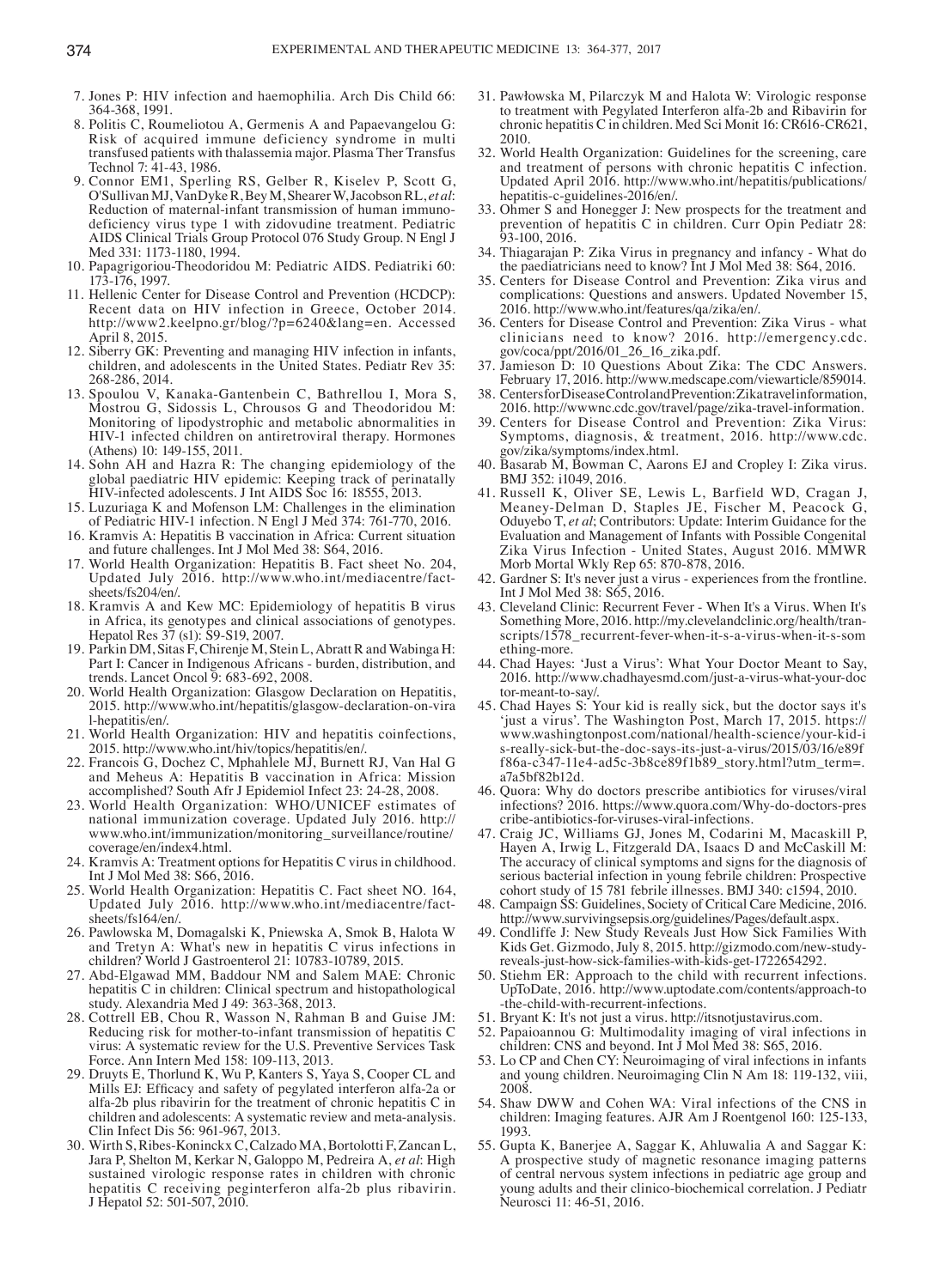7. Jones P: HIV infection and haemophilia. Arch Dis Child 66: 364-368, 1991.
8. Politis C, Roumeliotou A, Germenis A and Papaevangelou G: Risk of acquired immune deficiency syndrome in multi transfused patients with thalassemia major. Plasma Ther Transfus Technol 7: 41-43, 1986.
9. Connor EM1, Sperling RS, Gelber R, Kiselev P, Scott G, O'Sullivan MJ, VanDyke R, Bey M, Shearer W, Jacobson RL, *et al*: Reduction of maternal-infant transmission of human immunodeficiency virus type 1 with zidovudine treatment. Pediatric AIDS Clinical Trials Group Protocol 076 Study Group. N Engl J Med 331: 1173-1180, 1994.
10. Papagrigoriou-Theodoridou M: Pediatric AIDS. Pediatriki 60: 173-176, 1997.
11. Hellenic Center for Disease Control and Prevention (HCDCP): Recent data on HIV infection in Greece, October 2014. http://www2.keelpno.gr/blog/?p=6240&lang=en. Accessed April 8, 2015.
12. Siberry GK: Preventing and managing HIV infection in infants, children, and adolescents in the United States. Pediatr Rev 35: 268-286, 2014.
13. Spoulou V, Kanaka-Gantenbein C, Bathrellou I, Mora S, Mostrou G, Sidossis L, Chrousos G and Theodoridou M: Monitoring of lipodystrophic and metabolic abnormalities in HIV-1 infected children on antiretroviral therapy. Hormones (Athens) 10: 149-155, 2011.
14. Sohn AH and Hazra R: The changing epidemiology of the global paediatric HIV epidemic: Keeping track of perinatally HIV-infected adolescents. J Int AIDS Soc 16: 18555, 2013.
15. Luzuriaga K and Mofenson LM: Challenges in the elimination of Pediatric HIV-1 infection. N Engl J Med 374: 761-770, 2016.
16. Kramvis A: Hepatitis B vaccination in Africa: Current situation and future challenges. Int J Mol Med 38: S64, 2016.
17. World Health Organization: Hepatitis B. Fact sheet No. 204, Updated July 2016. http://www.who.int/mediacentre/factsheets/fs204/en/.
18. Kramvis A and Kew MC: Epidemiology of hepatitis B virus in Africa, its genotypes and clinical associations of genotypes. Hepatol Res 37 (s1): S9-S19, 2007.
19. Parkin DM, Sitas F, Chirenje M, Stein L, Abratt R and Wabinga H: Part I: Cancer in Indigenous Africans - burden, distribution, and trends. Lancet Oncol 9: 683-692, 2008.
20. World Health Organization: Glasgow Declaration on Hepatitis, 2015. http://www.who.int/hepatitis/glasgow-declaration-on-viral-hepatitis/en/.
21. World Health Organization: HIV and hepatitis coinfections, 2015. http://www.who.int/hiv/topics/hepatitis/en/.
22. Francois G, Dochez C, Mphahlele MJ, Burnett RJ, Van Hal G and Meheus A: Hepatitis B vaccination in Africa: Mission accomplished? South Afr J Epidemiol Infect 23: 24-28, 2008.
23. World Health Organization: WHO/UNICEF estimates of national immunization coverage. Updated July 2016. http://www.who.int/immunization/monitoring_surveillance/routine/coverage/en/index4.html.
24. Kramvis A: Treatment options for Hepatitis C virus in childhood. Int J Mol Med 38: S66, 2016.
25. World Health Organization: Hepatitis C. Fact sheet NO. 164, Updated July 2016. http://www.who.int/mediacentre/factsheets/fs164/en/.
26. Pawlowska M, Domagalski K, Pniewska A, Smok B, Halota W and Tretyn A: What's new in hepatitis C virus infections in children? World J Gastroenterol 21: 10783-10789, 2015.
27. Abd-Elgawad MM, Baddour NM and Salem MAE: Chronic hepatitis C in children: Clinical spectrum and histopathological study. Alexandria Med J 49: 363-368, 2013.
28. Cottrell EB, Chou R, Wasson N, Rahman B and Guise JM: Reducing risk for mother-to-infant transmission of hepatitis C virus: A systematic review for the U.S. Preventive Services Task Force. Ann Intern Med 158: 109-113, 2013.
29. Druyts E, Thorlund K, Wu P, Kanters S, Yaya S, Cooper CL and Mills EJ: Efficacy and safety of pegylated interferon alfa-2a or alfa-2b plus ribavirin for the treatment of chronic hepatitis C in children and adolescents: A systematic review and meta-analysis. Clin Infect Dis 56: 961-967, 2013.
30. Wirth S, Ribes-Koninckx C, Calzado MA, Bortolotti F, Zancan L, Jara P, Shelton M, Kerkar N, Galoppo M, Pedreira A, *et al*: High sustained virologic response rates in children with chronic hepatitis C receiving peginterferon alfa-2b plus ribavirin. J Hepatol 52: 501-507, 2010.
31. Pawłowska M, Pilarczyk M and Halota W: Virologic response to treatment with Pegylated Interferon alfa-2b and Ribavirin for chronic hepatitis C in children. Med Sci Monit 16: CR616-CR621, 2010.
32. World Health Organization: Guidelines for the screening, care and treatment of persons with chronic hepatitis C infection. Updated April 2016. http://www.who.int/hepatitis/publications/hepatitis-c-guidelines-2016/en/.
33. Ohmer S and Honegger J: New prospects for the treatment and prevention of hepatitis C in children. Curr Opin Pediatr 28: 93-100, 2016.
34. Thiagarajan P: Zika Virus in pregnancy and infancy - What do the paediatricians need to know? Int J Mol Med 38: S64, 2016.
35. Centers for Disease Control and Prevention: Zika virus and complications: Questions and answers. Updated November 15, 2016. http://www.who.int/features/qa/zika/en/.
36. Centers for Disease Control and Prevention: Zika Virus - what clinicians need to know? 2016. http://emergency.cdc.gov/coca/ppt/2016/01_26_16_zika.pdf.
37. Jamieson D: 10 Questions About Zika: The CDC Answers. February 17, 2016. http://www.medscape.com/viewarticle/859014.
38. Centers for Disease Control and Prevention: Zika travel information, 2016. http://wwwnc.cdc.gov/travel/page/zika-travel-information.
39. Centers for Disease Control and Prevention: Zika Virus: Symptoms, diagnosis, & treatment, 2016. http://www.cdc.gov/zika/symptoms/index.html.
40. Basarab M, Bowman C, Aarons EJ and Cropley I: Zika virus. BMJ 352: i1049, 2016.
41. Russell K, Oliver SE, Lewis L, Barfield WD, Cragan J, Meaney-Delman D, Staples JE, Fischer M, Peacock G, Oduyebo T, *et al*; Contributors: Update: Interim Guidance for the Evaluation and Management of Infants with Possible Congenital Zika Virus Infection - United States, August 2016. MMWR Morb Mortal Wkly Rep 65: 870-878, 2016.
42. Gardner S: It's never just a virus - experiences from the frontline. Int J Mol Med 38: S65, 2016.
43. Cleveland Clinic: Recurrent Fever - When It's a Virus. When It's Something More, 2016. http://my.clevelandclinic.org/health/transcripts/1578_recurrent-fever-when-it-s-a-virus-when-it-s-something-more.
44. Chad Hayes: 'Just a Virus': What Your Doctor Meant to Say, 2016. http://www.chadhayesmd.com/just-a-virus-what-your-doctor-meant-to-say/.
45. Chad Hayes S: Your kid is really sick, but the doctor says it's 'just a virus'. The Washington Post, March 17, 2015. https://www.washingtonpost.com/national/health-science/your-kid-is-really-sick-but-the-doc-says-its-just-a-virus/2015/03/16/e89ff86a-c347-11e4-ad5c-3b8ce89f1b89_story.html?utm_term=.a7a5bf82b12d.
46. Quora: Why do doctors prescribe antibiotics for viruses/viral infections? 2016. https://www.quora.com/Why-do-doctors-prescribe-antibiotics-for-viruses-viral-infections.
47. Craig JC, Williams GJ, Jones M, Codarini M, Macaskill P, Hayen A, Irwig L, Fitzgerald DA, Isaacs D and McCaskill M: The accuracy of clinical symptoms and signs for the diagnosis of serious bacterial infection in young febrile children: Prospective cohort study of 15 781 febrile illnesses. BMJ 340: c1594, 2010.
48. Campaign SS: Guidelines, Society of Critical Care Medicine, 2016. http://www.survivingsepsis.org/guidelines/Pages/default.aspx.
49. Condliffe J: New Study Reveals Just How Sick Families With Kids Get. Gizmodo, July 8, 2015. http://gizmodo.com/new-study-reveals-just-how-sick-families-with-kids-get-1722654292.
50. Stiehm ER: Approach to the child with recurrent infections. UpToDate, 2016. http://www.uptodate.com/contents/approach-to-the-child-with-recurrent-infections.
51. Bryant K: It's not just a virus. http://itsnotjustavirus.com.
52. Papaioannou G: Multimodality imaging of viral infections in children: CNS and beyond. Int J Mol Med 38: S65, 2016.
53. Lo CP and Chen CY: Neuroimaging of viral infections in infants and young children. Neuroimaging Clin N Am 18: 119-132, viii, 2008.
54. Shaw DWW and Cohen WA: Viral infections of the CNS in children: Imaging features. AJR Am J Roentgenol 160: 125-133, 1993.
55. Gupta K, Banerjee A, Saggar K, Ahluwalia A and Saggar K: A prospective study of magnetic resonance imaging patterns of central nervous system infections in pediatric age group and young adults and their clinico-biochemical correlation. J Pediatr Neurosci 11: 46-51, 2016.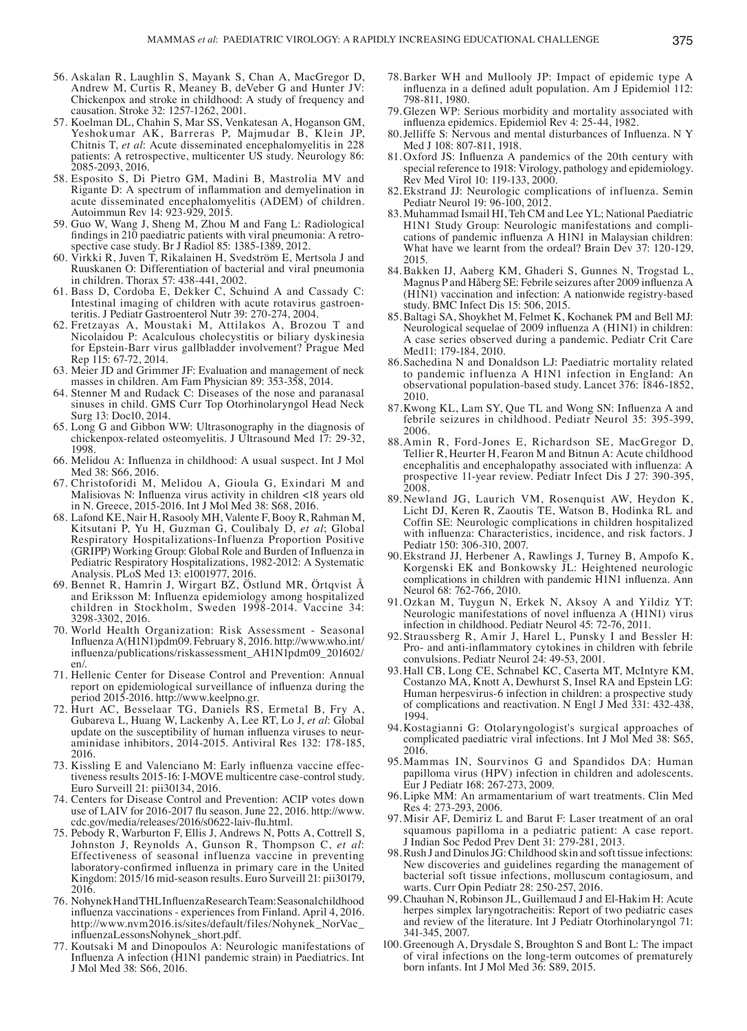56. Askalan R, Laughlin S, Mayank S, Chan A, MacGregor D, Andrew M, Curtis R, Meaney B, deVeber G and Hunter JV: Chickenpox and stroke in childhood: A study of frequency and causation. Stroke 32: 1257-1262, 2001.
57. Koelman DL, Chahin S, Mar SS, Venkatesan A, Hoganson GM, Yeshokumar AK, Barreras P, Majmudar B, Klein JP, Chitnis T, *et al*: Acute disseminated encephalomyelitis in 228 patients: A retrospective, multicenter US study. Neurology 86: 2085-2093, 2016.
58. Esposito S, Di Pietro GM, Madini B, Mastrolia MV and Rigante D: A spectrum of inflammation and demyelination in acute disseminated encephalomyelitis (ADEM) of children. Autoimmun Rev 14: 923-929, 2015.
59. Guo W, Wang J, Sheng M, Zhou M and Fang L: Radiological findings in 210 paediatric patients with viral pneumonia: A retrospective case study. Br J Radiol 85: 1385-1389, 2012.
60. Virkki R, Juven T, Rikalainen H, Svedström E, Mertsola J and Ruuskanen O: Differentiation of bacterial and viral pneumonia in children. Thorax 57: 438-441, 2002.
61. Bass D, Cordoba E, Dekker C, Schuind A and Cassady C: Intestinal imaging of children with acute rotavirus gastroenteritis. J Pediatr Gastroenterol Nutr 39: 270-274, 2004.
62. Fretzayas A, Moustaki M, Attilakos A, Brozou T and Nicolaidou P: Acalculous cholecystitis or biliary dyskinesia for Epstein-Barr virus gallbladder involvement? Prague Med Rep 115: 67-72, 2014.
63. Meier JD and Grimmer JF: Evaluation and management of neck masses in children. Am Fam Physician 89: 353-358, 2014.
64. Stenner M and Rudack C: Diseases of the nose and paranasal sinuses in child. GMS Curr Top Otorhinolaryngol Head Neck Surg 13: Doc10, 2014.
65. Long G and Gibbon WW: Ultrasonography in the diagnosis of chickenpox-related osteomyelitis. J Ultrasound Med 17: 29-32, 1998.
66. Melidou A: Influenza in childhood: A usual suspect. Int J Mol Med 38: S66, 2016.
67. Christoforidi M, Melidou A, Gioula G, Exindari M and Malisiovas N: Influenza virus activity in children <18 years old in N. Greece, 2015-2016. Int J Mol Med 38: S68, 2016.
68. Lafond KE, Nair H, Rasooly MH, Valente F, Booy R, Rahman M, Kitsutani P, Yu H, Guzman G, Coulibaly D, *et al*; Global Respiratory Hospitalizations-Influenza Proportion Positive (GRIPP) Working Group: Global Role and Burden of Influenza in Pediatric Respiratory Hospitalizations, 1982-2012: A Systematic Analysis. PLoS Med 13: e1001977, 2016.
69. Bennet R, Hamrin J, Wirgart BZ, Östlund MR, Örtqvist Å and Eriksson M: Influenza epidemiology among hospitalized children in Stockholm, Sweden 1998-2014. Vaccine 34: 3298-3302, 2016.
70. World Health Organization: Risk Assessment - Seasonal Influenza A(H1N1)pdm09. February 8, 2016. http://www.who.int/influenza/publications/riskassessment_AH1N1pdm09_201602/en/.
71. Hellenic Center for Disease Control and Prevention: Annual report on epidemiological surveillance of influenza during the period 2015-2016. http://www.keelpno.gr.
72. Hurt AC, Besselaar TG, Daniels RS, Ermetal B, Fry A, Gubareva L, Huang W, Lackenby A, Lee RT, Lo J, *et al*: Global update on the susceptibility of human influenza viruses to neuraminidase inhibitors, 2014-2015. Antiviral Res 132: 178-185, 2016.
73. Kissling E and Valenciano M: Early influenza vaccine effectiveness results 2015-16: I-MOVE multicentre case-control study. Euro Surveill 21: pii30134, 2016.
74. Centers for Disease Control and Prevention: ACIP votes down use of LAIV for 2016-2017 flu season. June 22, 2016. http://www.cdc.gov/media/releases/2016/s0622-laiv-flu.html.
75. Pebody R, Warburton F, Ellis J, Andrews N, Potts A, Cottrell S, Johnston J, Reynolds A, Gunson R, Thompson C, *et al*: Effectiveness of seasonal influenza vaccine in preventing laboratory-confirmed influenza in primary care in the United Kingdom: 2015/16 mid-season results. Euro Surveill 21: pii30179, 2016.
76. Nohynek H and THL Influenza Research Team: Seasonal childhood influenza vaccinations - experiences from Finland. April 4, 2016. http://www.nvm2016.is/sites/default/files/Nohynek_NorVac_influenzaLessonsNohynek_short.pdf.
77. Koutsaki M and Dinopoulos A: Neurologic manifestations of Influenza A infection (H1N1 pandemic strain) in Paediatrics. Int J Mol Med 38: S66, 2016.
78. Barker WH and Mullooly JP: Impact of epidemic type A influenza in a defined adult population. Am J Epidemiol 112: 798-811, 1980.
79. Glezen WP: Serious morbidity and mortality associated with influenza epidemics. Epidemiol Rev 4: 25-44, 1982.
80. Jelliffe S: Nervous and mental disturbances of Influenza. N Y Med J 108: 807-811, 1918.
81. Oxford JS: Influenza A pandemics of the 20th century with special reference to 1918: Virology, pathology and epidemiology. Rev Med Virol 10: 119-133, 2000.
82. Ekstrand JJ: Neurologic complications of influenza. Semin Pediatr Neurol 19: 96-100, 2012.
83. Muhammad Ismail HI, Teh CM and Lee YL; National Paediatric H1N1 Study Group: Neurologic manifestations and complications of pandemic influenza A H1N1 in Malaysian children: What have we learnt from the ordeal? Brain Dev 37: 120-129, 2015.
84. Bakken IJ, Aaberg KM, Ghaderi S, Gunnes N, Trogstad L, Magnus P and Håberg SE: Febrile seizures after 2009 influenza A (H1N1) vaccination and infection: A nationwide registry-based study. BMC Infect Dis 15: 506, 2015.
85. Baltagi SA, Shoykhet M, Felmet K, Kochanek PM and Bell MJ: Neurological sequelae of 2009 influenza A (H1N1) in children: A case series observed during a pandemic. Pediatr Crit Care Med11: 179-184, 2010.
86. Sachedina N and Donaldson LJ: Paediatric mortality related to pandemic influenza A H1N1 infection in England: An observational population-based study. Lancet 376: 1846-1852, 2010.
87. Kwong KL, Lam SY, Que TL and Wong SN: Influenza A and febrile seizures in childhood. Pediatr Neurol 35: 395-399, 2006.
88. Amin R, Ford-Jones E, Richardson SE, MacGregor D, Tellier R, Heurter H, Fearon M and Bitnun A: Acute childhood encephalitis and encephalopathy associated with influenza: A prospective 11-year review. Pediatr Infect Dis J 27: 390-395, 2008.
89. Newland JG, Laurich VM, Rosenquist AW, Heydon K, Licht DJ, Keren R, Zaoutis TE, Watson B, Hodinka RL and Coffin SE: Neurologic complications in children hospitalized with influenza: Characteristics, incidence, and risk factors. J Pediatr 150: 306-310, 2007.
90. Ekstrand JJ, Herbener A, Rawlings J, Turney B, Ampofo K, Korgenski EK and Bonkowsky JL: Heightened neurologic complications in children with pandemic H1N1 influenza. Ann Neurol 68: 762-766, 2010.
91. Ozkan M, Tuygun N, Erkek N, Aksoy A and Yildiz YT: Neurologic manifestations of novel influenza A (H1N1) virus infection in childhood. Pediatr Neurol 45: 72-76, 2011.
92. Straussberg R, Amir J, Harel L, Punsky I and Bessler H: Pro- and anti-inflammatory cytokines in children with febrile convulsions. Pediatr Neurol 24: 49-53, 2001.
93. Hall CB, Long CE, Schnabel KC, Caserta MT, McIntyre KM, Costanzo MA, Knott A, Dewhurst S, Insel RA and Epstein LG: Human herpesvirus-6 infection in children: a prospective study of complications and reactivation. N Engl J Med 331: 432-438, 1994.
94. Kostagianni G: Otolaryngologist's surgical approaches of complicated paediatric viral infections. Int J Mol Med 38: S65, 2016.
95. Mammas IN, Sourvinos G and Spandidos DA: Human papilloma virus (HPV) infection in children and adolescents. Eur J Pediatr 168: 267-273, 2009.
96. Lipke MM: An armamentarium of wart treatments. Clin Med Res 4: 273-293, 2006.
97. Misir AF, Demiriz L and Barut F: Laser treatment of an oral squamous papilloma in a pediatric patient: A case report. J Indian Soc Pedod Prev Dent 31: 279-281, 2013.
98. Rush J and Dinulos JG: Childhood skin and soft tissue infections: New discoveries and guidelines regarding the management of bacterial soft tissue infections, molluscum contagiosum, and warts. Curr Opin Pediatr 28: 250-257, 2016.
99. Chauhan N, Robinson JL, Guillemaud J and El-Hakim H: Acute herpes simplex laryngotracheitis: Report of two pediatric cases and review of the literature. Int J Pediatr Otorhinolaryngol 71: 341-345, 2007.
100. Greenough A, Drysdale S, Broughton S and Bont L: The impact of viral infections on the long-term outcomes of prematurely born infants. Int J Mol Med 36: S89, 2015.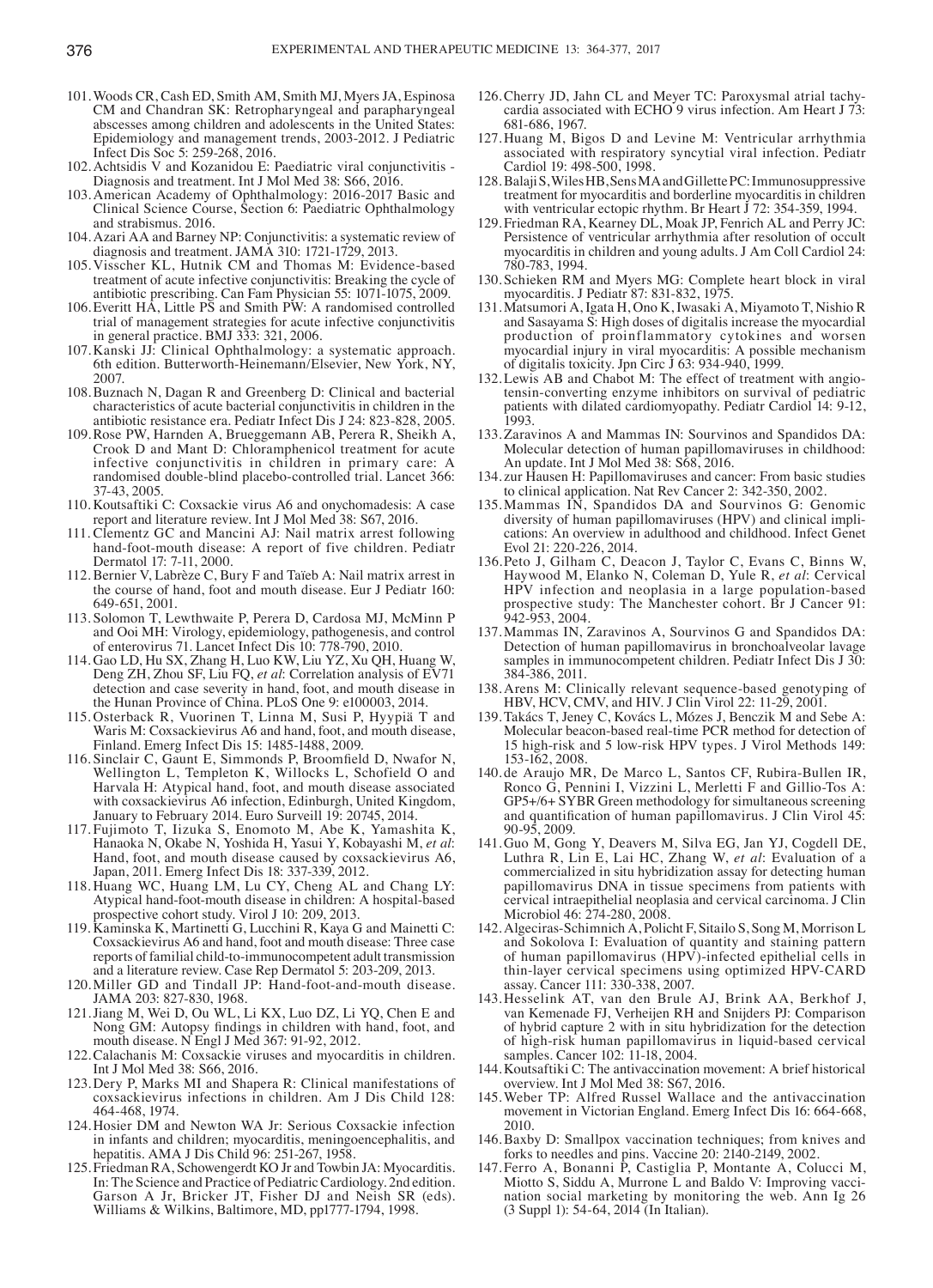101. Woods CR, Cash ED, Smith AM, Smith MJ, Myers JA, Espinosa CM and Chandran SK: Retropharyngeal and parapharyngeal abscesses among children and adolescents in the United States: Epidemiology and management trends, 2003-2012. J Pediatric Infect Dis Soc 5: 259-268, 2016.
102. Achtsidis V and Kozanidou E: Paediatric viral conjunctivitis - Diagnosis and treatment. Int J Mol Med 38: S66, 2016.
103. American Academy of Ophthalmology: 2016-2017 Basic and Clinical Science Course, Section 6: Paediatric Ophthalmology and strabismus. 2016.
104. Azari AA and Barney NP: Conjunctivitis: a systematic review of diagnosis and treatment. JAMA 310: 1721-1729, 2013.
105. Visscher KL, Hutnik CM and Thomas M: Evidence-based treatment of acute infective conjunctivitis: Breaking the cycle of antibiotic prescribing. Can Fam Physician 55: 1071-1075, 2009.
106. Everitt HA, Little PS and Smith PW: A randomised controlled trial of management strategies for acute infective conjunctivitis in general practice. BMJ 333: 321, 2006.
107. Kanski JJ: Clinical Ophthalmology: a systematic approach. 6th edition. Butterworth-Heinemann/Elsevier, New York, NY, 2007.
108. Buznach N, Dagan R and Greenberg D: Clinical and bacterial characteristics of acute bacterial conjunctivitis in children in the antibiotic resistance era. Pediatr Infect Dis J 24: 823-828, 2005.
109. Rose PW, Harnden A, Brueggemann AB, Perera R, Sheikh A, Crook D and Mant D: Chloramphenicol treatment for acute infective conjunctivitis in children in primary care: A randomised double-blind placebo-controlled trial. Lancet 366: 37-43, 2005.
110. Koutsaftiki C: Coxsackie virus A6 and onychomadesis: A case report and literature review. Int J Mol Med 38: S67, 2016.
111. Clementz GC and Mancini AJ: Nail matrix arrest following hand-foot-mouth disease: A report of five children. Pediatr Dermatol 17: 7-11, 2000.
112. Bernier V, Labrèze C, Bury F and Taïeb A: Nail matrix arrest in the course of hand, foot and mouth disease. Eur J Pediatr 160: 649-651, 2001.
113. Solomon T, Lewthwaite P, Perera D, Cardosa MJ, McMinn P and Ooi MH: Virology, epidemiology, pathogenesis, and control of enterovirus 71. Lancet Infect Dis 10: 778-790, 2010.
114. Gao LD, Hu SX, Zhang H, Luo KW, Liu YZ, Xu QH, Huang W, Deng ZH, Zhou SF, Liu FQ, *et al*: Correlation analysis of EV71 detection and case severity in hand, foot, and mouth disease in the Hunan Province of China. PLoS One 9: e100003, 2014.
115. Osterback R, Vuorinen T, Linna M, Susi P, Hyypiä T and Waris M: Coxsackievirus A6 and hand, foot, and mouth disease, Finland. Emerg Infect Dis 15: 1485-1488, 2009.
116. Sinclair C, Gaunt E, Simmonds P, Broomfield D, Nwafor N, Wellington L, Templeton K, Willocks L, Schofield O and Harvala H: Atypical hand, foot, and mouth disease associated with coxsackievirus A6 infection, Edinburgh, United Kingdom, January to February 2014. Euro Surveill 19: 20745, 2014.
117. Fujimoto T, Iizuka S, Enomoto M, Abe K, Yamashita K, Hanaoka N, Okabe N, Yoshida H, Yasui Y, Kobayashi M, *et al*: Hand, foot, and mouth disease caused by coxsackievirus A6, Japan, 2011. Emerg Infect Dis 18: 337-339, 2012.
118. Huang WC, Huang LM, Lu CY, Cheng AL and Chang LY: Atypical hand-foot-mouth disease in children: A hospital-based prospective cohort study. Virol J 10: 209, 2013.
119. Kaminska K, Martinetti G, Lucchini R, Kaya G and Mainetti C: Coxsackievirus A6 and hand, foot and mouth disease: Three case reports of familial child-to-immunocompetent adult transmission and a literature review. Case Rep Dermatol 5: 203-209, 2013.
120. Miller GD and Tindall JP: Hand-foot-and-mouth disease. JAMA 203: 827-830, 1968.
121. Jiang M, Wei D, Ou WL, Li KX, Luo DZ, Li YQ, Chen E and Nong GM: Autopsy findings in children with hand, foot, and mouth disease. N Engl J Med 367: 91-92, 2012.
122. Calachanis M: Coxsackie viruses and myocarditis in children. Int J Mol Med 38: S66, 2016.
123. Dery P, Marks MI and Shapera R: Clinical manifestations of coxsackievirus infections in children. Am J Dis Child 128: 464-468, 1974.
124. Hosier DM and Newton WA Jr: Serious Coxsackie infection in infants and children; myocarditis, meningoencephalitis, and hepatitis. AMA J Dis Child 96: 251-267, 1958.
125. Friedman RA, Schowengerdt KO Jr and Towbin JA: Myocarditis. In: The Science and Practice of Pediatric Cardiology. 2nd edition. Garson A Jr, Bricker JT, Fisher DJ and Neish SR (eds). Williams & Wilkins, Baltimore, MD, pp1777-1794, 1998.
126. Cherry JD, Jahn CL and Meyer TC: Paroxysmal atrial tachycardia associated with ECHO 9 virus infection. Am Heart J 73: 681-686, 1967.
127. Huang M, Bigos D and Levine M: Ventricular arrhythmia associated with respiratory syncytial viral infection. Pediatr Cardiol 19: 498-500, 1998.
128. Balaji S, Wiles HB, Sens MA and Gillette PC: Immunosuppressive treatment for myocarditis and borderline myocarditis in children with ventricular ectopic rhythm. Br Heart J 72: 354-359, 1994.
129. Friedman RA, Kearney DL, Moak JP, Fenrich AL and Perry JC: Persistence of ventricular arrhythmia after resolution of occult myocarditis in children and young adults. J Am Coll Cardiol 24: 780-783, 1994.
130. Schieken RM and Myers MG: Complete heart block in viral myocarditis. J Pediatr 87: 831-832, 1975.
131. Matsumori A, Igata H, Ono K, Iwasaki A, Miyamoto T, Nishio R and Sasayama S: High doses of digitalis increase the myocardial production of proinflammatory cytokines and worsen myocardial injury in viral myocarditis: A possible mechanism of digitalis toxicity. Jpn Circ J 63: 934-940, 1999.
132. Lewis AB and Chabot M: The effect of treatment with angiotensin-converting enzyme inhibitors on survival of pediatric patients with dilated cardiomyopathy. Pediatr Cardiol 14: 9-12, 1993.
133. Zaravinos A and Mammas IN: Sourvinos and Spandidos DA: Molecular detection of human papillomaviruses in childhood: An update. Int J Mol Med 38: S68, 2016.
134. zur Hausen H: Papillomaviruses and cancer: From basic studies to clinical application. Nat Rev Cancer 2: 342-350, 2002.
135. Mammas IN, Spandidos DA and Sourvinos G: Genomic diversity of human papillomaviruses (HPV) and clinical implications: An overview in adulthood and childhood. Infect Genet Evol 21: 220-226, 2014.
136. Peto J, Gilham C, Deacon J, Taylor C, Evans C, Binns W, Haywood M, Elanko N, Coleman D, Yule R, *et al*: Cervical HPV infection and neoplasia in a large population-based prospective study: The Manchester cohort. Br J Cancer 91: 942-953, 2004.
137. Mammas IN, Zaravinos A, Sourvinos G and Spandidos DA: Detection of human papillomavirus in bronchoalveolar lavage samples in immunocompetent children. Pediatr Infect Dis J 30: 384-386, 2011.
138. Arens M: Clinically relevant sequence-based genotyping of HBV, HCV, CMV, and HIV. J Clin Virol 22: 11-29, 2001.
139. Takács T, Jeney C, Kovács L, Mózes J, Benczik M and Sebe A: Molecular beacon-based real-time PCR method for detection of 15 high-risk and 5 low-risk HPV types. J Virol Methods 149: 153-162, 2008.
140. de Araujo MR, De Marco L, Santos CF, Rubira-Bullen IR, Ronco G, Pennini I, Vizzini L, Merletti F and Gillio-Tos A: GP5+/6+ SYBR Green methodology for simultaneous screening and quantification of human papillomavirus. J Clin Virol 45: 90-95, 2009.
141. Guo M, Gong Y, Deavers M, Silva EG, Jan YJ, Cogdell DE, Luthra R, Lin E, Lai HC, Zhang W, *et al*: Evaluation of a commercialized in situ hybridization assay for detecting human papillomavirus DNA in tissue specimens from patients with cervical intraepithelial neoplasia and cervical carcinoma. J Clin Microbiol 46: 274-280, 2008.
142. Algeciras-Schimnich A, Policht F, Sitailo S, Song M, Morrison L and Sokolova I: Evaluation of quantity and staining pattern of human papillomavirus (HPV)-infected epithelial cells in thin-layer cervical specimens using optimized HPV-CARD assay. Cancer 111: 330-338, 2007.
143. Hesselink AT, van den Brule AJ, Brink AA, Berkhof J, van Kemenade FJ, Verheijen RH and Snijders PJ: Comparison of hybrid capture 2 with in situ hybridization for the detection of high-risk human papillomavirus in liquid-based cervical samples. Cancer 102: 11-18, 2004.
144. Koutsaftiki C: The antivaccination movement: A brief historical overview. Int J Mol Med 38: S67, 2016.
145. Weber TP: Alfred Russel Wallace and the antivaccination movement in Victorian England. Emerg Infect Dis 16: 664-668, 2010.
146. Baxby D: Smallpox vaccination techniques; from knives and forks to needles and pins. Vaccine 20: 2140-2149, 2002.
147. Ferro A, Bonanni P, Castiglia P, Montante A, Colucci M, Miotto S, Siddu A, Murrone L and Baldo V: Improving vaccination social marketing by monitoring the web. Ann Ig 26 (3 Suppl 1): 54-64, 2014 (In Italian).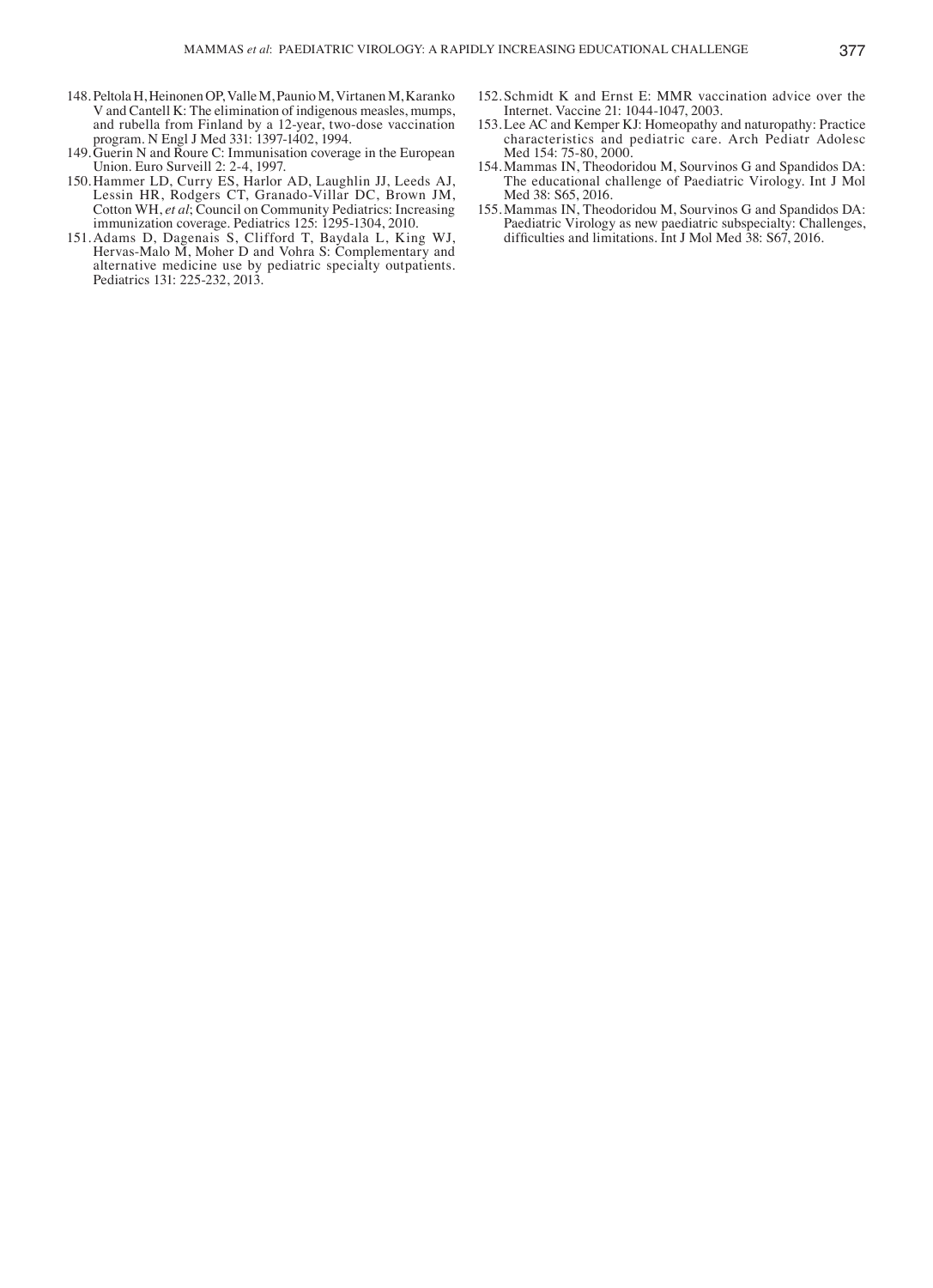148. Peltola H, Heinonen OP, Valle M, Paunio M, Virtanen M, Karanko V and Cantell K: The elimination of indigenous measles, mumps, and rubella from Finland by a 12-year, two-dose vaccination program. N Engl J Med 331: 1397-1402, 1994.
149. Guerin N and Roure C: Immunisation coverage in the European Union. Euro Surveill 2: 2-4, 1997.
150. Hammer LD, Curry ES, Harlor AD, Laughlin JJ, Leeds AJ, Lessin HR, Rodgers CT, Granado-Villar DC, Brown JM, Cotton WH, *et al*; Council on Community Pediatrics: Increasing immunization coverage. Pediatrics 125: 1295-1304, 2010.
151. Adams D, Dagenais S, Clifford T, Baydala L, King WJ, Hervas-Malo M, Moher D and Vohra S: Complementary and alternative medicine use by pediatric specialty outpatients. Pediatrics 131: 225-232, 2013.
152. Schmidt K and Ernst E: MMR vaccination advice over the Internet. Vaccine 21: 1044-1047, 2003.
153. Lee AC and Kemper KJ: Homeopathy and naturopathy: Practice characteristics and pediatric care. Arch Pediatr Adolesc Med 154: 75-80, 2000.
154. Mammas IN, Theodoridou M, Sourvinos G and Spandidos DA: The educational challenge of Paediatric Virology. Int J Mol Med 38: S65, 2016.
155. Mammas IN, Theodoridou M, Sourvinos G and Spandidos DA: Paediatric Virology as new paediatric subspecialty: Challenges, difficulties and limitations. Int J Mol Med 38: S67, 2016.